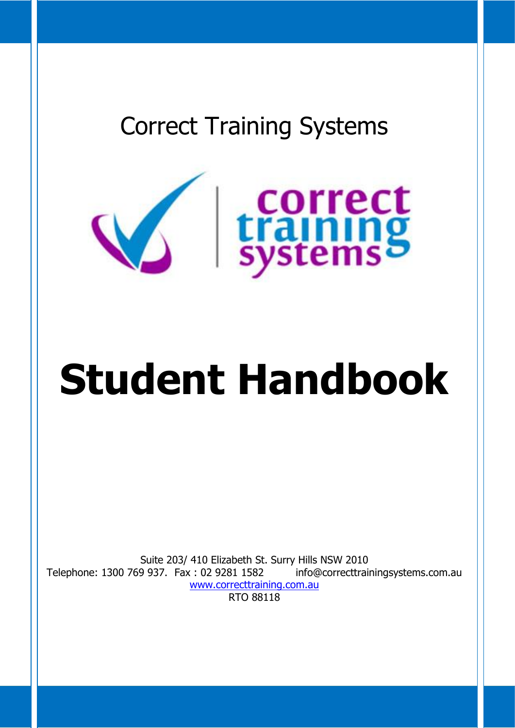Correct Training Systems

# Student Handbook

Suite 203/ 410 Elizabeth St. Surry Hills NSW 2010
Telephone: 1300 769 937. Fax : 02 9281 1582 info@correcttrainingsystems.com.au
www.correcttraining.com.au
RTO 88118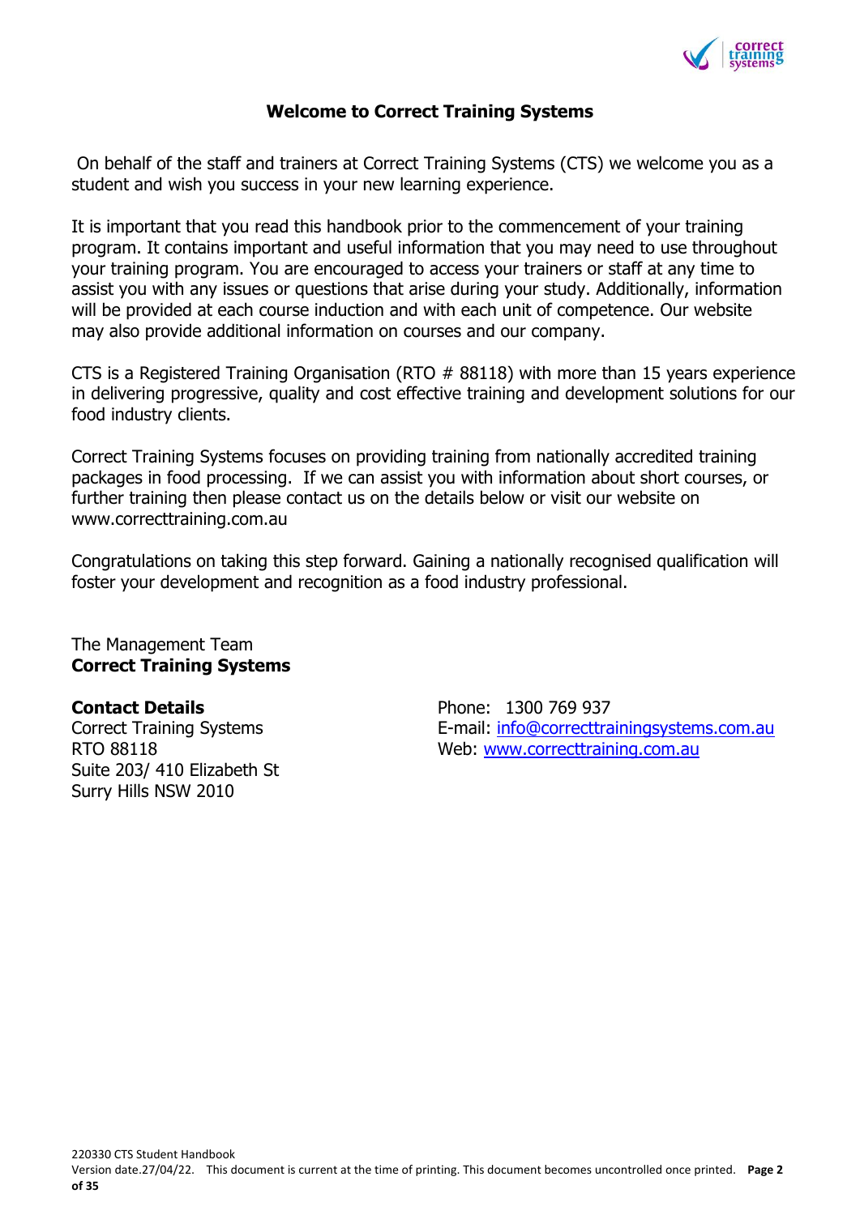# Welcome to Correct Training Systems

On behalf of the staff and trainers at Correct Training Systems (CTS) we welcome you as a student and wish you success in your new learning experience.

It is important that you read this handbook prior to the commencement of your training program. It contains important and useful information that you may need to use throughout your training program. You are encouraged to access your trainers or staff at any time to assist you with any issues or questions that arise during your study. Additionally, information will be provided at each course induction and with each unit of competence. Our website may also provide additional information on courses and our company.

CTS is a Registered Training Organisation (RTO # 88118) with more than 15 years experience in delivering progressive, quality and cost effective training and development solutions for our food industry clients.

Correct Training Systems focuses on providing training from nationally accredited training packages in food processing. If we can assist you with information about short courses, or further training then please contact us on the details below or visit our website on www.correcttraining.com.au

Congratulations on taking this step forward. Gaining a nationally recognised qualification will foster your development and recognition as a food industry professional.

The Management Team
**Correct Training Systems**

**Contact Details**
Correct Training Systems
RTO 88118
Suite 203/ 410 Elizabeth St
Surry Hills NSW 2010

Phone: 1300 769 937
E-mail: info@correcttrainingsystems.com.au
Web: www.correcttraining.com.au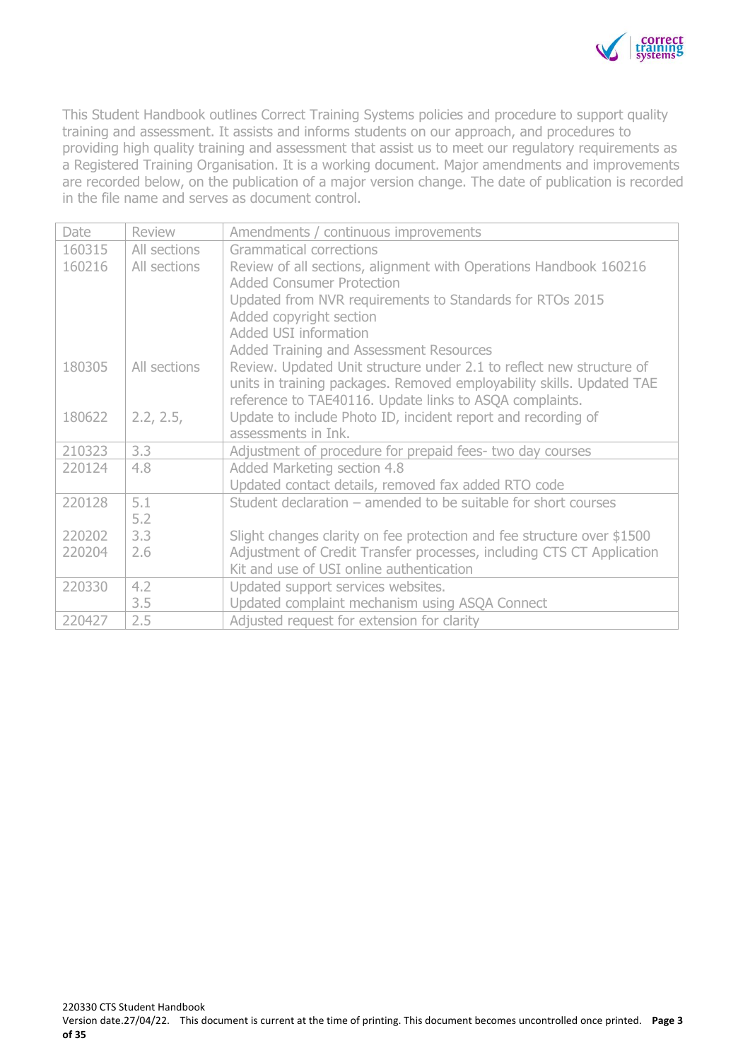This Student Handbook outlines Correct Training Systems policies and procedure to support quality training and assessment. It assists and informs students on our approach, and procedures to providing high quality training and assessment that assist us to meet our regulatory requirements as a Registered Training Organisation. It is a working document. Major amendments and improvements are recorded below, on the publication of a major version change. The date of publication is recorded in the file name and serves as document control.

| Date | Review | Amendments / continuous improvements |
|---|---|---|
| 160315 | All sections | Grammatical corrections |
| 160216 | All sections | Review of all sections, alignment with Operations Handbook 160216<br>Added Consumer Protection<br>Updated from NVR requirements to Standards for RTOs 2015<br>Added copyright section<br>Added USI information<br>Added Training and Assessment Resources |
| 180305 | All sections | Review. Updated Unit structure under 2.1 to reflect new structure of units in training packages. Removed employability skills. Updated TAE reference to TAE40116. Update links to ASQA complaints. |
| 180622 | 2.2, 2.5, | Update to include Photo ID, incident report and recording of assessments in Ink. |
| 210323 | 3.3 | Adjustment of procedure for prepaid fees- two day courses |
| 220124 | 4.8 | Added Marketing section 4.8<br>Updated contact details, removed fax added RTO code |
| 220128 | 5.1<br>5.2 | Student declaration – amended to be suitable for short courses |
| 220202 | 3.3 | Slight changes clarity on fee protection and fee structure over $1500 |
| 220204 | 2.6 | Adjustment of Credit Transfer processes, including CTS CT Application Kit and use of USI online authentication |
| 220330 | 4.2<br>3.5 | Updated support services websites.<br>Updated complaint mechanism using ASQA Connect |
| 220427 | 2.5 | Adjusted request for extension for clarity |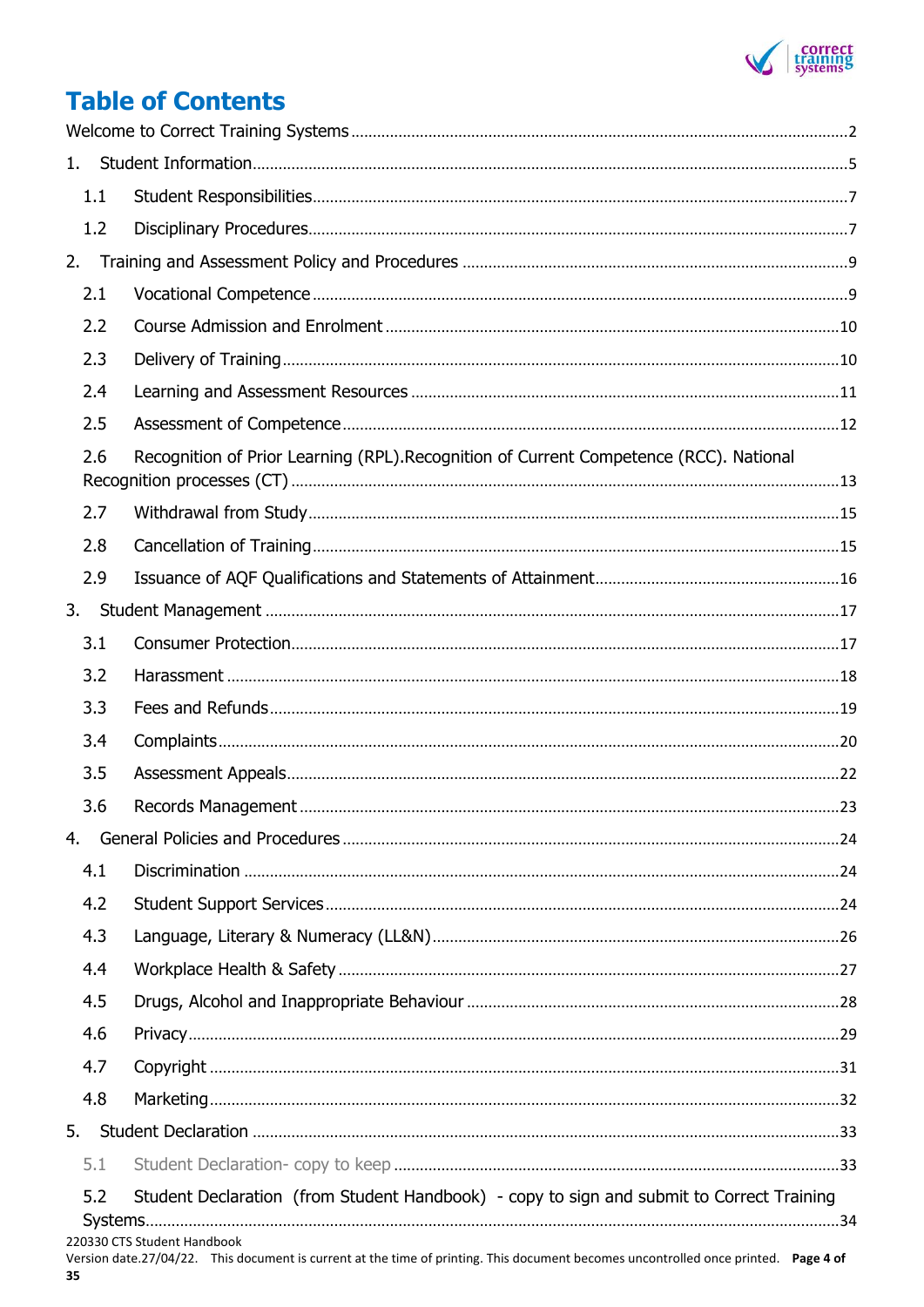# Table of Contents

Welcome to Correct Training Systems ..... 2

1. Student Information ..... 5
   - 1.1 Student Responsibilities ..... 7
   - 1.2 Disciplinary Procedures ..... 7
2. Training and Assessment Policy and Procedures ..... 9
   - 2.1 Vocational Competence ..... 9
   - 2.2 Course Admission and Enrolment ..... 10
   - 2.3 Delivery of Training ..... 10
   - 2.4 Learning and Assessment Resources ..... 11
   - 2.5 Assessment of Competence ..... 12
   - 2.6 Recognition of Prior Learning (RPL).Recognition of Current Competence (RCC). National Recognition processes (CT) ..... 13
   - 2.7 Withdrawal from Study ..... 15
   - 2.8 Cancellation of Training ..... 15
   - 2.9 Issuance of AQF Qualifications and Statements of Attainment ..... 16
3. Student Management ..... 17
   - 3.1 Consumer Protection ..... 17
   - 3.2 Harassment ..... 18
   - 3.3 Fees and Refunds ..... 19
   - 3.4 Complaints ..... 20
   - 3.5 Assessment Appeals ..... 22
   - 3.6 Records Management ..... 23
4. General Policies and Procedures ..... 24
   - 4.1 Discrimination ..... 24
   - 4.2 Student Support Services ..... 24
   - 4.3 Language, Literary & Numeracy (LL&N) ..... 26
   - 4.4 Workplace Health & Safety ..... 27
   - 4.5 Drugs, Alcohol and Inappropriate Behaviour ..... 28
   - 4.6 Privacy ..... 29
   - 4.7 Copyright ..... 31
   - 4.8 Marketing ..... 32
5. Student Declaration ..... 33
   - 5.1 Student Declaration- copy to keep ..... 33
   - 5.2 Student Declaration (from Student Handbook) - copy to sign and submit to Correct Training Systems ..... 34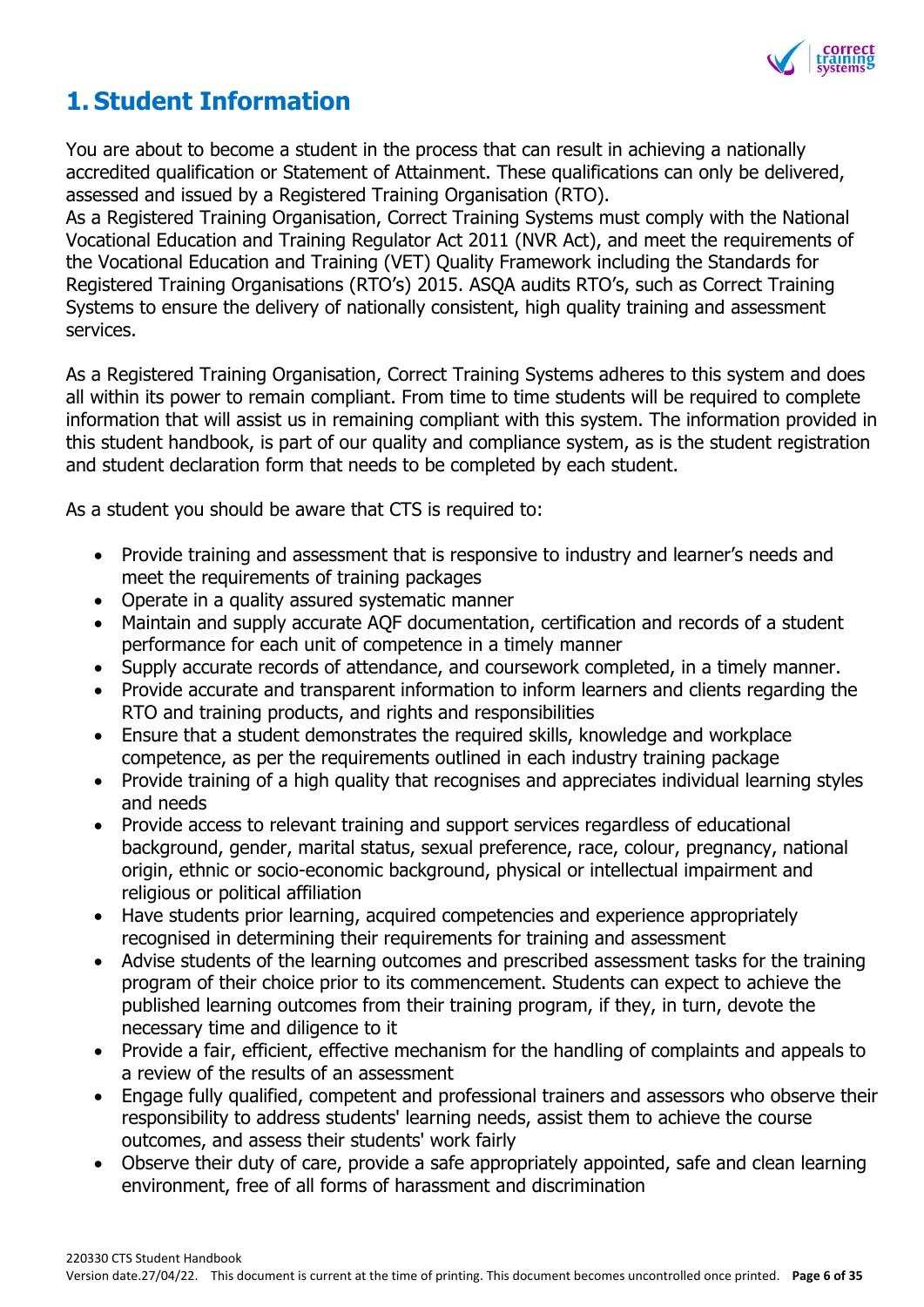# 1. Student Information

You are about to become a student in the process that can result in achieving a nationally accredited qualification or Statement of Attainment. These qualifications can only be delivered, assessed and issued by a Registered Training Organisation (RTO).
As a Registered Training Organisation, Correct Training Systems must comply with the National Vocational Education and Training Regulator Act 2011 (NVR Act), and meet the requirements of the Vocational Education and Training (VET) Quality Framework including the Standards for Registered Training Organisations (RTO's) 2015. ASQA audits RTO's, such as Correct Training Systems to ensure the delivery of nationally consistent, high quality training and assessment services.

As a Registered Training Organisation, Correct Training Systems adheres to this system and does all within its power to remain compliant. From time to time students will be required to complete information that will assist us in remaining compliant with this system. The information provided in this student handbook, is part of our quality and compliance system, as is the student registration and student declaration form that needs to be completed by each student.

As a student you should be aware that CTS is required to:

- Provide training and assessment that is responsive to industry and learner's needs and meet the requirements of training packages
- Operate in a quality assured systematic manner
- Maintain and supply accurate AQF documentation, certification and records of a student performance for each unit of competence in a timely manner
- Supply accurate records of attendance, and coursework completed, in a timely manner.
- Provide accurate and transparent information to inform learners and clients regarding the RTO and training products, and rights and responsibilities
- Ensure that a student demonstrates the required skills, knowledge and workplace competence, as per the requirements outlined in each industry training package
- Provide training of a high quality that recognises and appreciates individual learning styles and needs
- Provide access to relevant training and support services regardless of educational background, gender, marital status, sexual preference, race, colour, pregnancy, national origin, ethnic or socio-economic background, physical or intellectual impairment and religious or political affiliation
- Have students prior learning, acquired competencies and experience appropriately recognised in determining their requirements for training and assessment
- Advise students of the learning outcomes and prescribed assessment tasks for the training program of their choice prior to its commencement. Students can expect to achieve the published learning outcomes from their training program, if they, in turn, devote the necessary time and diligence to it
- Provide a fair, efficient, effective mechanism for the handling of complaints and appeals to a review of the results of an assessment
- Engage fully qualified, competent and professional trainers and assessors who observe their responsibility to address students' learning needs, assist them to achieve the course outcomes, and assess their students' work fairly
- Observe their duty of care, provide a safe appropriately appointed, safe and clean learning environment, free of all forms of harassment and discrimination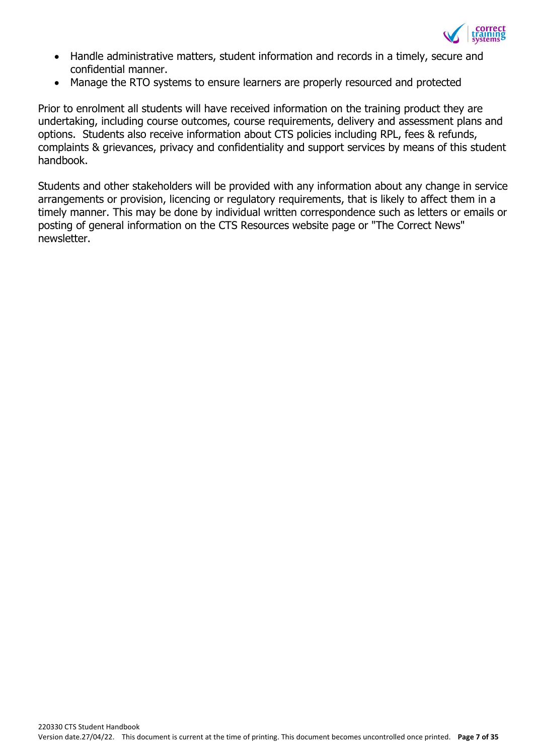- Handle administrative matters, student information and records in a timely, secure and confidential manner.
- Manage the RTO systems to ensure learners are properly resourced and protected

Prior to enrolment all students will have received information on the training product they are undertaking, including course outcomes, course requirements, delivery and assessment plans and options. Students also receive information about CTS policies including RPL, fees & refunds, complaints & grievances, privacy and confidentiality and support services by means of this student handbook.

Students and other stakeholders will be provided with any information about any change in service arrangements or provision, licencing or regulatory requirements, that is likely to affect them in a timely manner. This may be done by individual written correspondence such as letters or emails or posting of general information on the CTS Resources website page or "The Correct News" newsletter.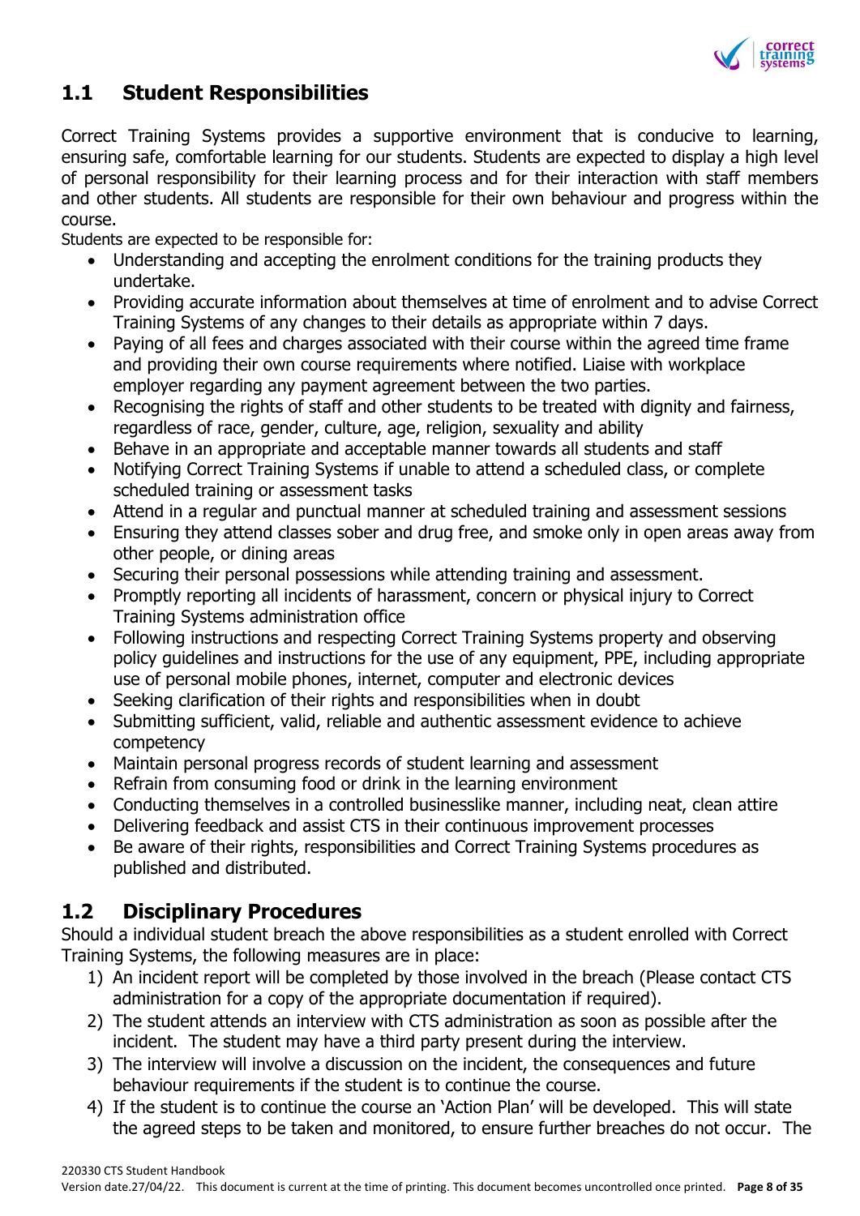## 1.1 Student Responsibilities

Correct Training Systems provides a supportive environment that is conducive to learning, ensuring safe, comfortable learning for our students. Students are expected to display a high level of personal responsibility for their learning process and for their interaction with staff members and other students. All students are responsible for their own behaviour and progress within the course.

Students are expected to be responsible for:

- Understanding and accepting the enrolment conditions for the training products they undertake.
- Providing accurate information about themselves at time of enrolment and to advise Correct Training Systems of any changes to their details as appropriate within 7 days.
- Paying of all fees and charges associated with their course within the agreed time frame and providing their own course requirements where notified. Liaise with workplace employer regarding any payment agreement between the two parties.
- Recognising the rights of staff and other students to be treated with dignity and fairness, regardless of race, gender, culture, age, religion, sexuality and ability
- Behave in an appropriate and acceptable manner towards all students and staff
- Notifying Correct Training Systems if unable to attend a scheduled class, or complete scheduled training or assessment tasks
- Attend in a regular and punctual manner at scheduled training and assessment sessions
- Ensuring they attend classes sober and drug free, and smoke only in open areas away from other people, or dining areas
- Securing their personal possessions while attending training and assessment.
- Promptly reporting all incidents of harassment, concern or physical injury to Correct Training Systems administration office
- Following instructions and respecting Correct Training Systems property and observing policy guidelines and instructions for the use of any equipment, PPE, including appropriate use of personal mobile phones, internet, computer and electronic devices
- Seeking clarification of their rights and responsibilities when in doubt
- Submitting sufficient, valid, reliable and authentic assessment evidence to achieve competency
- Maintain personal progress records of student learning and assessment
- Refrain from consuming food or drink in the learning environment
- Conducting themselves in a controlled businesslike manner, including neat, clean attire
- Delivering feedback and assist CTS in their continuous improvement processes
- Be aware of their rights, responsibilities and Correct Training Systems procedures as published and distributed.

## 1.2 Disciplinary Procedures

Should a individual student breach the above responsibilities as a student enrolled with Correct Training Systems, the following measures are in place:

1) An incident report will be completed by those involved in the breach (Please contact CTS administration for a copy of the appropriate documentation if required).
2) The student attends an interview with CTS administration as soon as possible after the incident. The student may have a third party present during the interview.
3) The interview will involve a discussion on the incident, the consequences and future behaviour requirements if the student is to continue the course.
4) If the student is to continue the course an 'Action Plan' will be developed. This will state the agreed steps to be taken and monitored, to ensure further breaches do not occur. The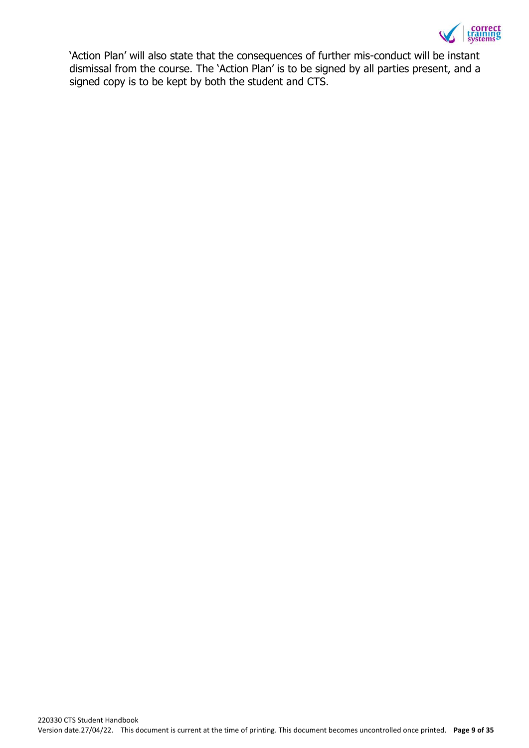'Action Plan' will also state that the consequences of further mis-conduct will be instant dismissal from the course. The 'Action Plan' is to be signed by all parties present, and a signed copy is to be kept by both the student and CTS.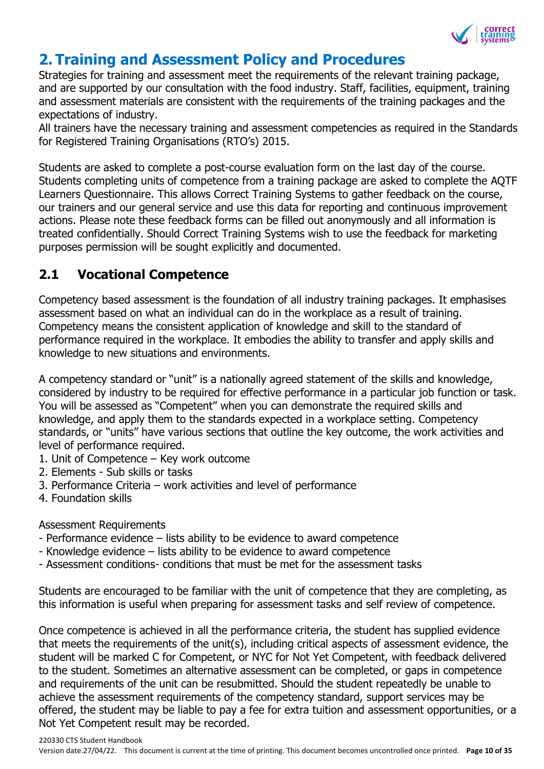# 2. Training and Assessment Policy and Procedures

Strategies for training and assessment meet the requirements of the relevant training package, and are supported by our consultation with the food industry. Staff, facilities, equipment, training and assessment materials are consistent with the requirements of the training packages and the expectations of industry.
All trainers have the necessary training and assessment competencies as required in the Standards for Registered Training Organisations (RTO's) 2015.

Students are asked to complete a post-course evaluation form on the last day of the course. Students completing units of competence from a training package are asked to complete the AQTF Learners Questionnaire. This allows Correct Training Systems to gather feedback on the course, our trainers and our general service and use this data for reporting and continuous improvement actions. Please note these feedback forms can be filled out anonymously and all information is treated confidentially. Should Correct Training Systems wish to use the feedback for marketing purposes permission will be sought explicitly and documented.

## 2.1 Vocational Competence

Competency based assessment is the foundation of all industry training packages. It emphasises assessment based on what an individual can do in the workplace as a result of training. Competency means the consistent application of knowledge and skill to the standard of performance required in the workplace. It embodies the ability to transfer and apply skills and knowledge to new situations and environments.

A competency standard or "unit" is a nationally agreed statement of the skills and knowledge, considered by industry to be required for effective performance in a particular job function or task. You will be assessed as "Competent" when you can demonstrate the required skills and knowledge, and apply them to the standards expected in a workplace setting. Competency standards, or "units" have various sections that outline the key outcome, the work activities and level of performance required.

1. Unit of Competence – Key work outcome
2. Elements - Sub skills or tasks
3. Performance Criteria – work activities and level of performance
4. Foundation skills

Assessment Requirements

- Performance evidence – lists ability to be evidence to award competence
- Knowledge evidence – lists ability to be evidence to award competence
- Assessment conditions- conditions that must be met for the assessment tasks

Students are encouraged to be familiar with the unit of competence that they are completing, as this information is useful when preparing for assessment tasks and self review of competence.

Once competence is achieved in all the performance criteria, the student has supplied evidence that meets the requirements of the unit(s), including critical aspects of assessment evidence, the student will be marked C for Competent, or NYC for Not Yet Competent, with feedback delivered to the student. Sometimes an alternative assessment can be completed, or gaps in competence and requirements of the unit can be resubmitted. Should the student repeatedly be unable to achieve the assessment requirements of the competency standard, support services may be offered, the student may be liable to pay a fee for extra tuition and assessment opportunities, or a Not Yet Competent result may be recorded.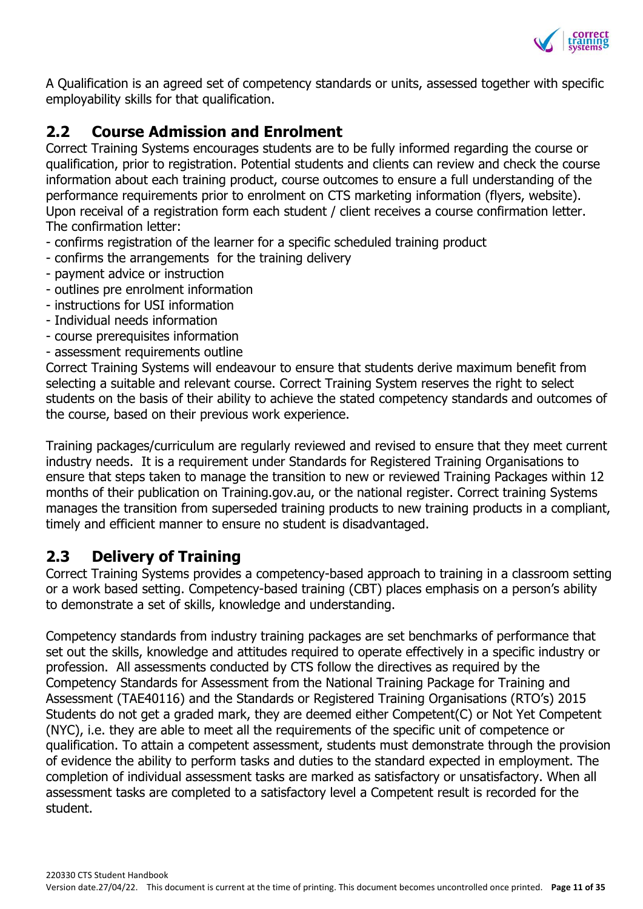A Qualification is an agreed set of competency standards or units, assessed together with specific employability skills for that qualification.

## 2.2 Course Admission and Enrolment

Correct Training Systems encourages students are to be fully informed regarding the course or qualification, prior to registration. Potential students and clients can review and check the course information about each training product, course outcomes to ensure a full understanding of the performance requirements prior to enrolment on CTS marketing information (flyers, website). Upon receival of a registration form each student / client receives a course confirmation letter. The confirmation letter:

- confirms registration of the learner for a specific scheduled training product
- confirms the arrangements for the training delivery
- payment advice or instruction
- outlines pre enrolment information
- instructions for USI information
- Individual needs information
- course prerequisites information
- assessment requirements outline

Correct Training Systems will endeavour to ensure that students derive maximum benefit from selecting a suitable and relevant course. Correct Training System reserves the right to select students on the basis of their ability to achieve the stated competency standards and outcomes of the course, based on their previous work experience.

Training packages/curriculum are regularly reviewed and revised to ensure that they meet current industry needs. It is a requirement under Standards for Registered Training Organisations to ensure that steps taken to manage the transition to new or reviewed Training Packages within 12 months of their publication on Training.gov.au, or the national register. Correct training Systems manages the transition from superseded training products to new training products in a compliant, timely and efficient manner to ensure no student is disadvantaged.

## 2.3 Delivery of Training

Correct Training Systems provides a competency-based approach to training in a classroom setting or a work based setting. Competency-based training (CBT) places emphasis on a person's ability to demonstrate a set of skills, knowledge and understanding.

Competency standards from industry training packages are set benchmarks of performance that set out the skills, knowledge and attitudes required to operate effectively in a specific industry or profession. All assessments conducted by CTS follow the directives as required by the Competency Standards for Assessment from the National Training Package for Training and Assessment (TAE40116) and the Standards or Registered Training Organisations (RTO's) 2015 Students do not get a graded mark, they are deemed either Competent(C) or Not Yet Competent (NYC), i.e. they are able to meet all the requirements of the specific unit of competence or qualification. To attain a competent assessment, students must demonstrate through the provision of evidence the ability to perform tasks and duties to the standard expected in employment. The completion of individual assessment tasks are marked as satisfactory or unsatisfactory. When all assessment tasks are completed to a satisfactory level a Competent result is recorded for the student.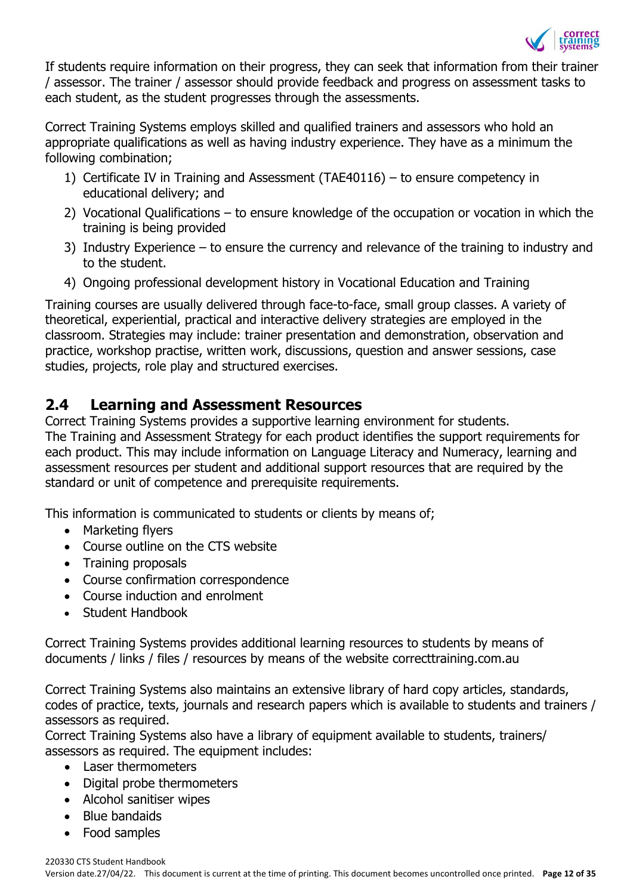If students require information on their progress, they can seek that information from their trainer / assessor. The trainer / assessor should provide feedback and progress on assessment tasks to each student, as the student progresses through the assessments.

Correct Training Systems employs skilled and qualified trainers and assessors who hold an appropriate qualifications as well as having industry experience. They have as a minimum the following combination;

1) Certificate IV in Training and Assessment (TAE40116) – to ensure competency in educational delivery; and
2) Vocational Qualifications – to ensure knowledge of the occupation or vocation in which the training is being provided
3) Industry Experience – to ensure the currency and relevance of the training to industry and to the student.
4) Ongoing professional development history in Vocational Education and Training

Training courses are usually delivered through face-to-face, small group classes. A variety of theoretical, experiential, practical and interactive delivery strategies are employed in the classroom. Strategies may include: trainer presentation and demonstration, observation and practice, workshop practise, written work, discussions, question and answer sessions, case studies, projects, role play and structured exercises.

## 2.4 Learning and Assessment Resources

Correct Training Systems provides a supportive learning environment for students.
The Training and Assessment Strategy for each product identifies the support requirements for each product. This may include information on Language Literacy and Numeracy, learning and assessment resources per student and additional support resources that are required by the standard or unit of competence and prerequisite requirements.

This information is communicated to students or clients by means of;

- Marketing flyers
- Course outline on the CTS website
- Training proposals
- Course confirmation correspondence
- Course induction and enrolment
- Student Handbook

Correct Training Systems provides additional learning resources to students by means of documents / links / files / resources by means of the website correcttraining.com.au

Correct Training Systems also maintains an extensive library of hard copy articles, standards, codes of practice, texts, journals and research papers which is available to students and trainers / assessors as required.
Correct Training Systems also have a library of equipment available to students, trainers/ assessors as required. The equipment includes:

- Laser thermometers
- Digital probe thermometers
- Alcohol sanitiser wipes
- Blue bandaids
- Food samples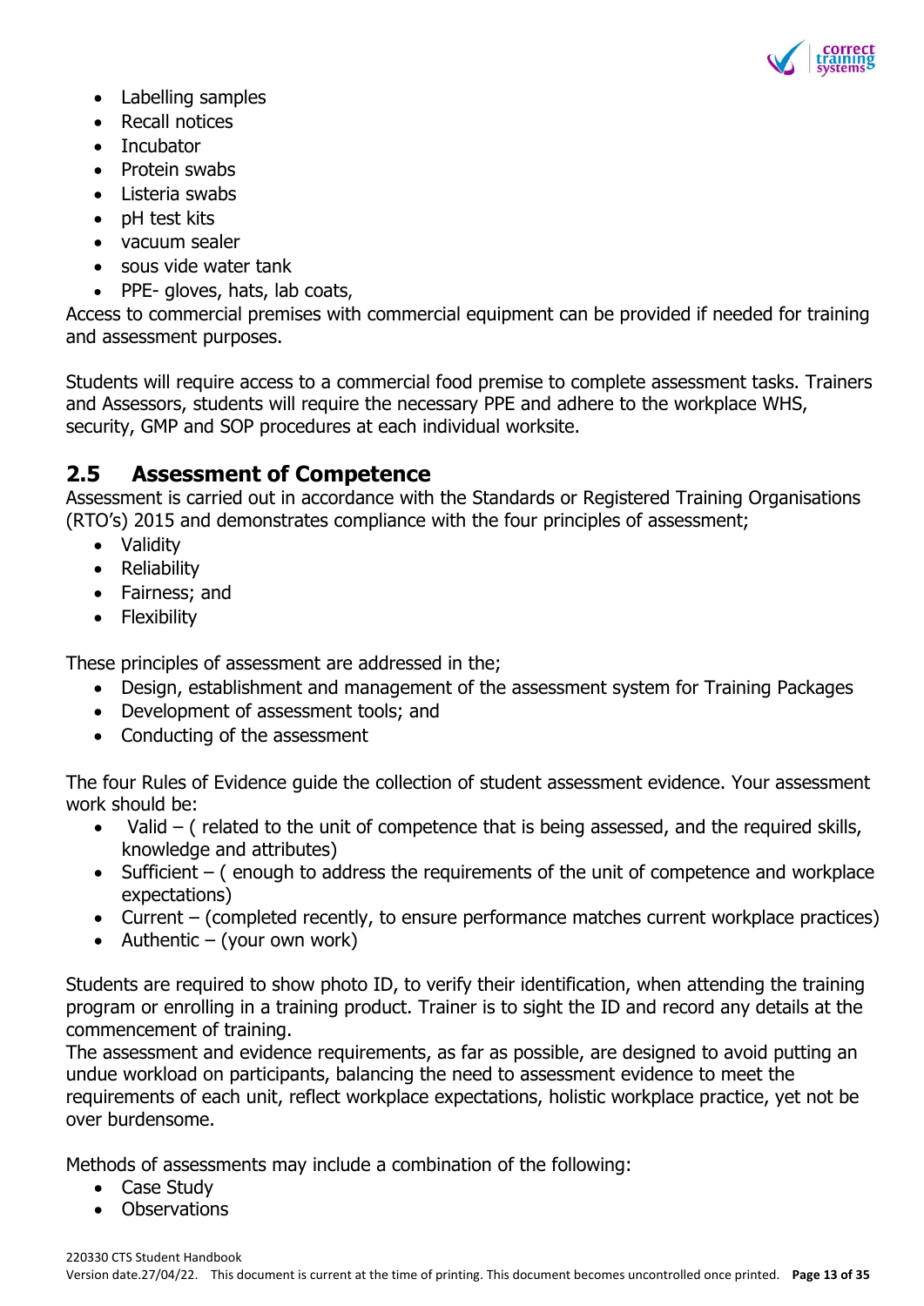- Labelling samples
- Recall notices
- Incubator
- Protein swabs
- Listeria swabs
- pH test kits
- vacuum sealer
- sous vide water tank
- PPE- gloves, hats, lab coats,

Access to commercial premises with commercial equipment can be provided if needed for training and assessment purposes.

Students will require access to a commercial food premise to complete assessment tasks. Trainers and Assessors, students will require the necessary PPE and adhere to the workplace WHS, security, GMP and SOP procedures at each individual worksite.

## 2.5 Assessment of Competence

Assessment is carried out in accordance with the Standards or Registered Training Organisations (RTO's) 2015 and demonstrates compliance with the four principles of assessment;

- Validity
- Reliability
- Fairness; and
- Flexibility

These principles of assessment are addressed in the;

- Design, establishment and management of the assessment system for Training Packages
- Development of assessment tools; and
- Conducting of the assessment

The four Rules of Evidence guide the collection of student assessment evidence. Your assessment work should be:

- Valid – ( related to the unit of competence that is being assessed, and the required skills, knowledge and attributes)
- Sufficient – ( enough to address the requirements of the unit of competence and workplace expectations)
- Current – (completed recently, to ensure performance matches current workplace practices)
- Authentic – (your own work)

Students are required to show photo ID, to verify their identification, when attending the training program or enrolling in a training product. Trainer is to sight the ID and record any details at the commencement of training.
The assessment and evidence requirements, as far as possible, are designed to avoid putting an undue workload on participants, balancing the need to assessment evidence to meet the requirements of each unit, reflect workplace expectations, holistic workplace practice, yet not be over burdensome.

Methods of assessments may include a combination of the following:

- Case Study
- Observations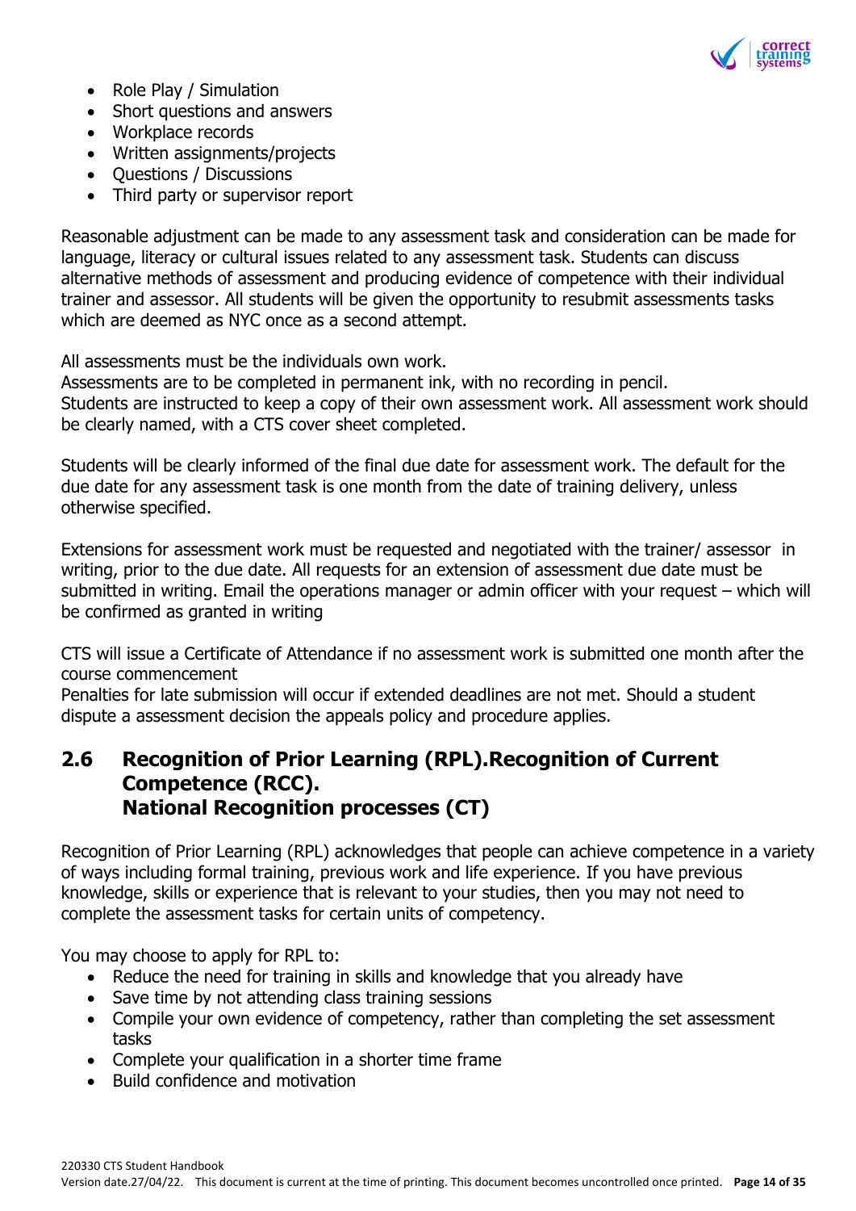- Role Play / Simulation
- Short questions and answers
- Workplace records
- Written assignments/projects
- Questions / Discussions
- Third party or supervisor report

Reasonable adjustment can be made to any assessment task and consideration can be made for language, literacy or cultural issues related to any assessment task. Students can discuss alternative methods of assessment and producing evidence of competence with their individual trainer and assessor. All students will be given the opportunity to resubmit assessments tasks which are deemed as NYC once as a second attempt.

All assessments must be the individuals own work.
Assessments are to be completed in permanent ink, with no recording in pencil.
Students are instructed to keep a copy of their own assessment work. All assessment work should be clearly named, with a CTS cover sheet completed.

Students will be clearly informed of the final due date for assessment work. The default for the due date for any assessment task is one month from the date of training delivery, unless otherwise specified.

Extensions for assessment work must be requested and negotiated with the trainer/ assessor in writing, prior to the due date. All requests for an extension of assessment due date must be submitted in writing. Email the operations manager or admin officer with your request – which will be confirmed as granted in writing

CTS will issue a Certificate of Attendance if no assessment work is submitted one month after the course commencement
Penalties for late submission will occur if extended deadlines are not met. Should a student dispute a assessment decision the appeals policy and procedure applies.

## 2.6 Recognition of Prior Learning (RPL).Recognition of Current Competence (RCC). National Recognition processes (CT)

Recognition of Prior Learning (RPL) acknowledges that people can achieve competence in a variety of ways including formal training, previous work and life experience. If you have previous knowledge, skills or experience that is relevant to your studies, then you may not need to complete the assessment tasks for certain units of competency.

You may choose to apply for RPL to:

- Reduce the need for training in skills and knowledge that you already have
- Save time by not attending class training sessions
- Compile your own evidence of competency, rather than completing the set assessment tasks
- Complete your qualification in a shorter time frame
- Build confidence and motivation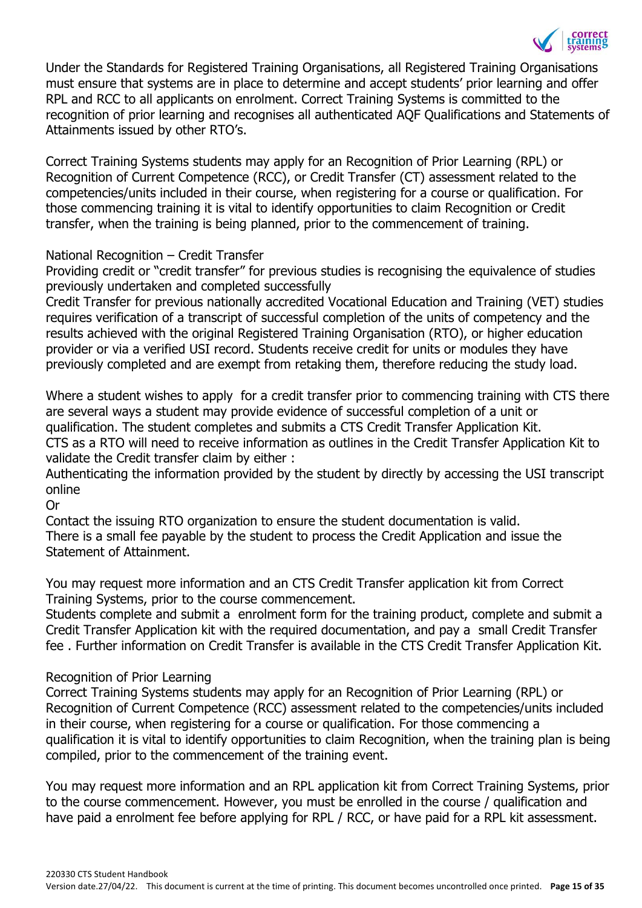Under the Standards for Registered Training Organisations, all Registered Training Organisations must ensure that systems are in place to determine and accept students' prior learning and offer RPL and RCC to all applicants on enrolment. Correct Training Systems is committed to the recognition of prior learning and recognises all authenticated AQF Qualifications and Statements of Attainments issued by other RTO's.

Correct Training Systems students may apply for an Recognition of Prior Learning (RPL) or Recognition of Current Competence (RCC), or Credit Transfer (CT) assessment related to the competencies/units included in their course, when registering for a course or qualification. For those commencing training it is vital to identify opportunities to claim Recognition or Credit transfer, when the training is being planned, prior to the commencement of training.

## National Recognition – Credit Transfer

Providing credit or "credit transfer" for previous studies is recognising the equivalence of studies previously undertaken and completed successfully

Credit Transfer for previous nationally accredited Vocational Education and Training (VET) studies requires verification of a transcript of successful completion of the units of competency and the results achieved with the original Registered Training Organisation (RTO), or higher education provider or via a verified USI record. Students receive credit for units or modules they have previously completed and are exempt from retaking them, therefore reducing the study load.

Where a student wishes to apply for a credit transfer prior to commencing training with CTS there are several ways a student may provide evidence of successful completion of a unit or qualification. The student completes and submits a CTS Credit Transfer Application Kit.

CTS as a RTO will need to receive information as outlines in the Credit Transfer Application Kit to validate the Credit transfer claim by either :

Authenticating the information provided by the student by directly by accessing the USI transcript online

Or

Contact the issuing RTO organization to ensure the student documentation is valid.

There is a small fee payable by the student to process the Credit Application and issue the Statement of Attainment.

You may request more information and an CTS Credit Transfer application kit from Correct Training Systems, prior to the course commencement.

Students complete and submit a enrolment form for the training product, complete and submit a Credit Transfer Application kit with the required documentation, and pay a small Credit Transfer fee . Further information on Credit Transfer is available in the CTS Credit Transfer Application Kit.

## Recognition of Prior Learning

Correct Training Systems students may apply for an Recognition of Prior Learning (RPL) or Recognition of Current Competence (RCC) assessment related to the competencies/units included in their course, when registering for a course or qualification. For those commencing a qualification it is vital to identify opportunities to claim Recognition, when the training plan is being compiled, prior to the commencement of the training event.

You may request more information and an RPL application kit from Correct Training Systems, prior to the course commencement. However, you must be enrolled in the course / qualification and have paid a enrolment fee before applying for RPL / RCC, or have paid for a RPL kit assessment.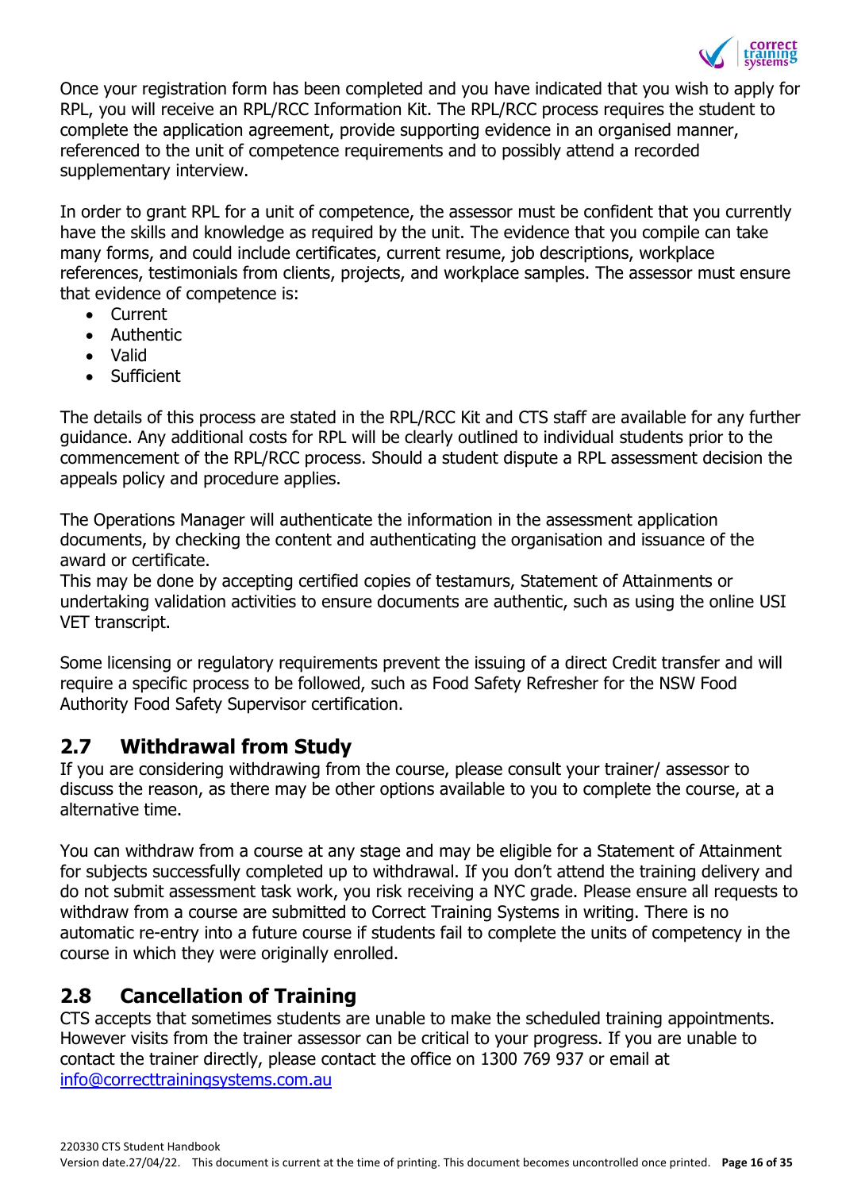Once your registration form has been completed and you have indicated that you wish to apply for RPL, you will receive an RPL/RCC Information Kit. The RPL/RCC process requires the student to complete the application agreement, provide supporting evidence in an organised manner, referenced to the unit of competence requirements and to possibly attend a recorded supplementary interview.

In order to grant RPL for a unit of competence, the assessor must be confident that you currently have the skills and knowledge as required by the unit. The evidence that you compile can take many forms, and could include certificates, current resume, job descriptions, workplace references, testimonials from clients, projects, and workplace samples. The assessor must ensure that evidence of competence is:

- Current
- Authentic
- Valid
- Sufficient

The details of this process are stated in the RPL/RCC Kit and CTS staff are available for any further guidance. Any additional costs for RPL will be clearly outlined to individual students prior to the commencement of the RPL/RCC process. Should a student dispute a RPL assessment decision the appeals policy and procedure applies.

The Operations Manager will authenticate the information in the assessment application documents, by checking the content and authenticating the organisation and issuance of the award or certificate.
This may be done by accepting certified copies of testamurs, Statement of Attainments or undertaking validation activities to ensure documents are authentic, such as using the online USI VET transcript.

Some licensing or regulatory requirements prevent the issuing of a direct Credit transfer and will require a specific process to be followed, such as Food Safety Refresher for the NSW Food Authority Food Safety Supervisor certification.

## 2.7 Withdrawal from Study

If you are considering withdrawing from the course, please consult your trainer/ assessor to discuss the reason, as there may be other options available to you to complete the course, at a alternative time.

You can withdraw from a course at any stage and may be eligible for a Statement of Attainment for subjects successfully completed up to withdrawal. If you don't attend the training delivery and do not submit assessment task work, you risk receiving a NYC grade. Please ensure all requests to withdraw from a course are submitted to Correct Training Systems in writing. There is no automatic re-entry into a future course if students fail to complete the units of competency in the course in which they were originally enrolled.

## 2.8 Cancellation of Training

CTS accepts that sometimes students are unable to make the scheduled training appointments. However visits from the trainer assessor can be critical to your progress. If you are unable to contact the trainer directly, please contact the office on 1300 769 937 or email at [info@correcttrainingsystems.com.au](mailto:info@correcttrainingsystems.com.au)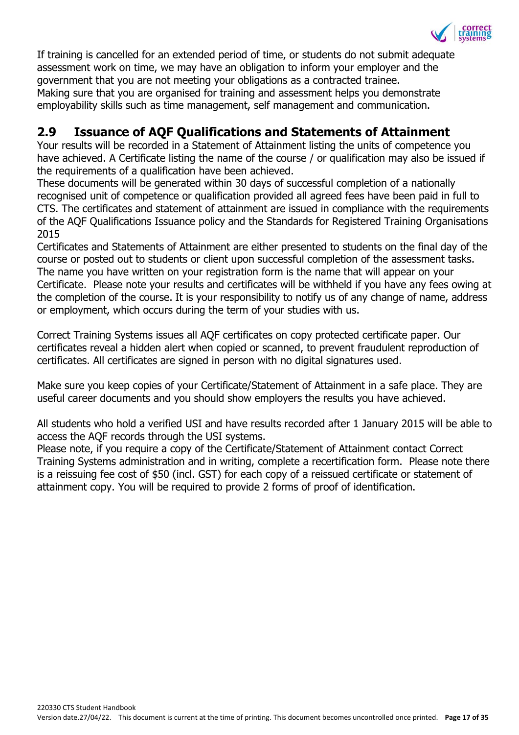If training is cancelled for an extended period of time, or students do not submit adequate assessment work on time, we may have an obligation to inform your employer and the government that you are not meeting your obligations as a contracted trainee.
Making sure that you are organised for training and assessment helps you demonstrate employability skills such as time management, self management and communication.

## 2.9 Issuance of AQF Qualifications and Statements of Attainment

Your results will be recorded in a Statement of Attainment listing the units of competence you have achieved. A Certificate listing the name of the course / or qualification may also be issued if the requirements of a qualification have been achieved.
These documents will be generated within 30 days of successful completion of a nationally recognised unit of competence or qualification provided all agreed fees have been paid in full to CTS. The certificates and statement of attainment are issued in compliance with the requirements of the AQF Qualifications Issuance policy and the Standards for Registered Training Organisations 2015
Certificates and Statements of Attainment are either presented to students on the final day of the course or posted out to students or client upon successful completion of the assessment tasks. The name you have written on your registration form is the name that will appear on your Certificate. Please note your results and certificates will be withheld if you have any fees owing at the completion of the course. It is your responsibility to notify us of any change of name, address or employment, which occurs during the term of your studies with us.

Correct Training Systems issues all AQF certificates on copy protected certificate paper. Our certificates reveal a hidden alert when copied or scanned, to prevent fraudulent reproduction of certificates. All certificates are signed in person with no digital signatures used.

Make sure you keep copies of your Certificate/Statement of Attainment in a safe place. They are useful career documents and you should show employers the results you have achieved.

All students who hold a verified USI and have results recorded after 1 January 2015 will be able to access the AQF records through the USI systems.
Please note, if you require a copy of the Certificate/Statement of Attainment contact Correct Training Systems administration and in writing, complete a recertification form. Please note there is a reissuing fee cost of $50 (incl. GST) for each copy of a reissued certificate or statement of attainment copy. You will be required to provide 2 forms of proof of identification.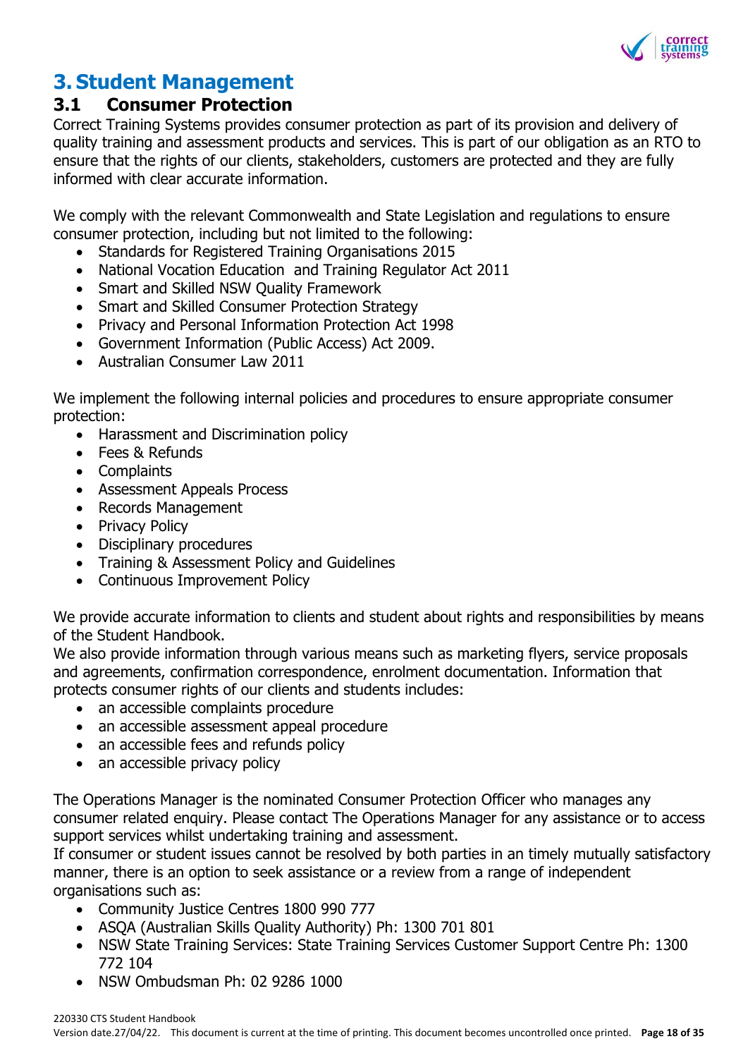# 3. Student Management

## 3.1 Consumer Protection

Correct Training Systems provides consumer protection as part of its provision and delivery of quality training and assessment products and services. This is part of our obligation as an RTO to ensure that the rights of our clients, stakeholders, customers are protected and they are fully informed with clear accurate information.

We comply with the relevant Commonwealth and State Legislation and regulations to ensure consumer protection, including but not limited to the following:

- Standards for Registered Training Organisations 2015
- National Vocation Education and Training Regulator Act 2011
- Smart and Skilled NSW Quality Framework
- Smart and Skilled Consumer Protection Strategy
- Privacy and Personal Information Protection Act 1998
- Government Information (Public Access) Act 2009.
- Australian Consumer Law 2011

We implement the following internal policies and procedures to ensure appropriate consumer protection:

- Harassment and Discrimination policy
- Fees & Refunds
- Complaints
- Assessment Appeals Process
- Records Management
- Privacy Policy
- Disciplinary procedures
- Training & Assessment Policy and Guidelines
- Continuous Improvement Policy

We provide accurate information to clients and student about rights and responsibilities by means of the Student Handbook.
We also provide information through various means such as marketing flyers, service proposals and agreements, confirmation correspondence, enrolment documentation. Information that protects consumer rights of our clients and students includes:

- an accessible complaints procedure
- an accessible assessment appeal procedure
- an accessible fees and refunds policy
- an accessible privacy policy

The Operations Manager is the nominated Consumer Protection Officer who manages any consumer related enquiry. Please contact The Operations Manager for any assistance or to access support services whilst undertaking training and assessment.
If consumer or student issues cannot be resolved by both parties in an timely mutually satisfactory manner, there is an option to seek assistance or a review from a range of independent organisations such as:

- Community Justice Centres 1800 990 777
- ASQA (Australian Skills Quality Authority) Ph: 1300 701 801
- NSW State Training Services: State Training Services Customer Support Centre Ph: 1300 772 104
- NSW Ombudsman Ph: 02 9286 1000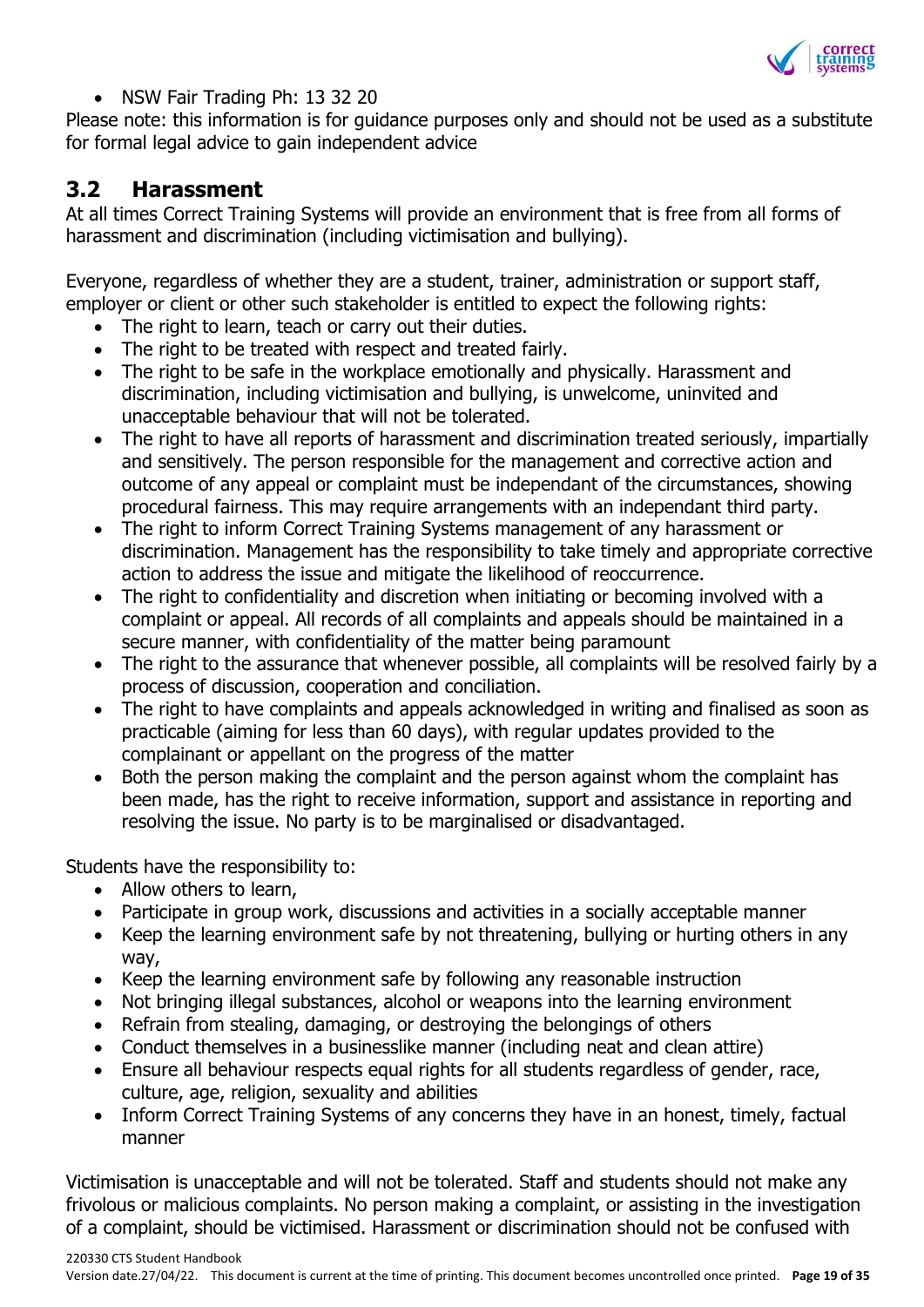- NSW Fair Trading Ph: 13 32 20

Please note: this information is for guidance purposes only and should not be used as a substitute for formal legal advice to gain independent advice

## 3.2 Harassment

At all times Correct Training Systems will provide an environment that is free from all forms of harassment and discrimination (including victimisation and bullying).

Everyone, regardless of whether they are a student, trainer, administration or support staff, employer or client or other such stakeholder is entitled to expect the following rights:

- The right to learn, teach or carry out their duties.
- The right to be treated with respect and treated fairly.
- The right to be safe in the workplace emotionally and physically. Harassment and discrimination, including victimisation and bullying, is unwelcome, uninvited and unacceptable behaviour that will not be tolerated.
- The right to have all reports of harassment and discrimination treated seriously, impartially and sensitively. The person responsible for the management and corrective action and outcome of any appeal or complaint must be independant of the circumstances, showing procedural fairness. This may require arrangements with an independant third party.
- The right to inform Correct Training Systems management of any harassment or discrimination. Management has the responsibility to take timely and appropriate corrective action to address the issue and mitigate the likelihood of reoccurrence.
- The right to confidentiality and discretion when initiating or becoming involved with a complaint or appeal. All records of all complaints and appeals should be maintained in a secure manner, with confidentiality of the matter being paramount
- The right to the assurance that whenever possible, all complaints will be resolved fairly by a process of discussion, cooperation and conciliation.
- The right to have complaints and appeals acknowledged in writing and finalised as soon as practicable (aiming for less than 60 days), with regular updates provided to the complainant or appellant on the progress of the matter
- Both the person making the complaint and the person against whom the complaint has been made, has the right to receive information, support and assistance in reporting and resolving the issue. No party is to be marginalised or disadvantaged.

Students have the responsibility to:

- Allow others to learn,
- Participate in group work, discussions and activities in a socially acceptable manner
- Keep the learning environment safe by not threatening, bullying or hurting others in any way,
- Keep the learning environment safe by following any reasonable instruction
- Not bringing illegal substances, alcohol or weapons into the learning environment
- Refrain from stealing, damaging, or destroying the belongings of others
- Conduct themselves in a businesslike manner (including neat and clean attire)
- Ensure all behaviour respects equal rights for all students regardless of gender, race, culture, age, religion, sexuality and abilities
- Inform Correct Training Systems of any concerns they have in an honest, timely, factual manner

Victimisation is unacceptable and will not be tolerated. Staff and students should not make any frivolous or malicious complaints. No person making a complaint, or assisting in the investigation of a complaint, should be victimised. Harassment or discrimination should not be confused with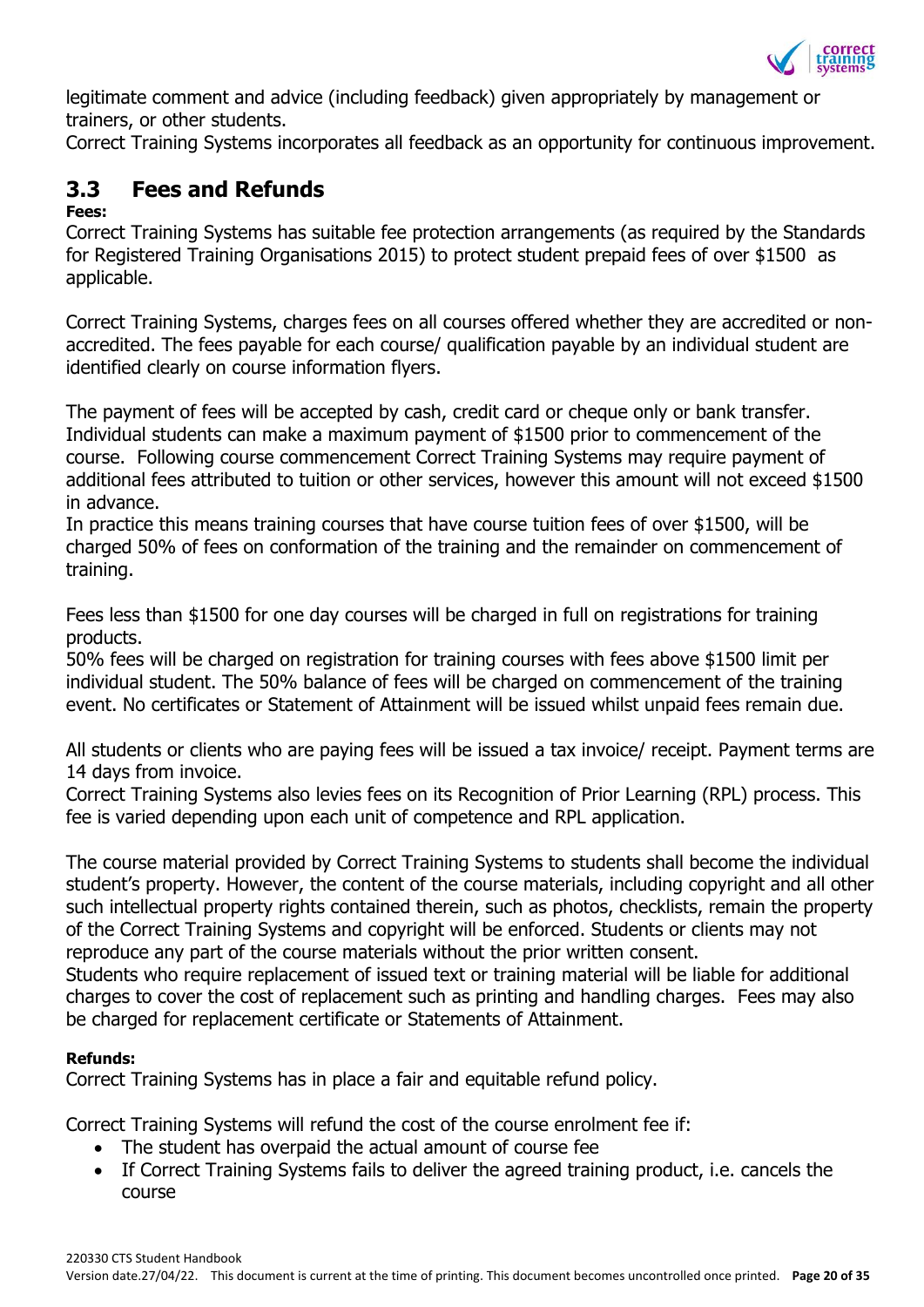legitimate comment and advice (including feedback) given appropriately by management or trainers, or other students.
Correct Training Systems incorporates all feedback as an opportunity for continuous improvement.

## 3.3 Fees and Refunds

**Fees:**

Correct Training Systems has suitable fee protection arrangements (as required by the Standards for Registered Training Organisations 2015) to protect student prepaid fees of over $1500 as applicable.

Correct Training Systems, charges fees on all courses offered whether they are accredited or non-accredited. The fees payable for each course/ qualification payable by an individual student are identified clearly on course information flyers.

The payment of fees will be accepted by cash, credit card or cheque only or bank transfer. Individual students can make a maximum payment of $1500 prior to commencement of the course. Following course commencement Correct Training Systems may require payment of additional fees attributed to tuition or other services, however this amount will not exceed $1500 in advance.
In practice this means training courses that have course tuition fees of over $1500, will be charged 50% of fees on conformation of the training and the remainder on commencement of training.

Fees less than $1500 for one day courses will be charged in full on registrations for training products.
50% fees will be charged on registration for training courses with fees above $1500 limit per individual student. The 50% balance of fees will be charged on commencement of the training event. No certificates or Statement of Attainment will be issued whilst unpaid fees remain due.

All students or clients who are paying fees will be issued a tax invoice/ receipt. Payment terms are 14 days from invoice.
Correct Training Systems also levies fees on its Recognition of Prior Learning (RPL) process. This fee is varied depending upon each unit of competence and RPL application.

The course material provided by Correct Training Systems to students shall become the individual student's property. However, the content of the course materials, including copyright and all other such intellectual property rights contained therein, such as photos, checklists, remain the property of the Correct Training Systems and copyright will be enforced. Students or clients may not reproduce any part of the course materials without the prior written consent.
Students who require replacement of issued text or training material will be liable for additional charges to cover the cost of replacement such as printing and handling charges. Fees may also be charged for replacement certificate or Statements of Attainment.

**Refunds:**

Correct Training Systems has in place a fair and equitable refund policy.

Correct Training Systems will refund the cost of the course enrolment fee if:

- The student has overpaid the actual amount of course fee
- If Correct Training Systems fails to deliver the agreed training product, i.e. cancels the course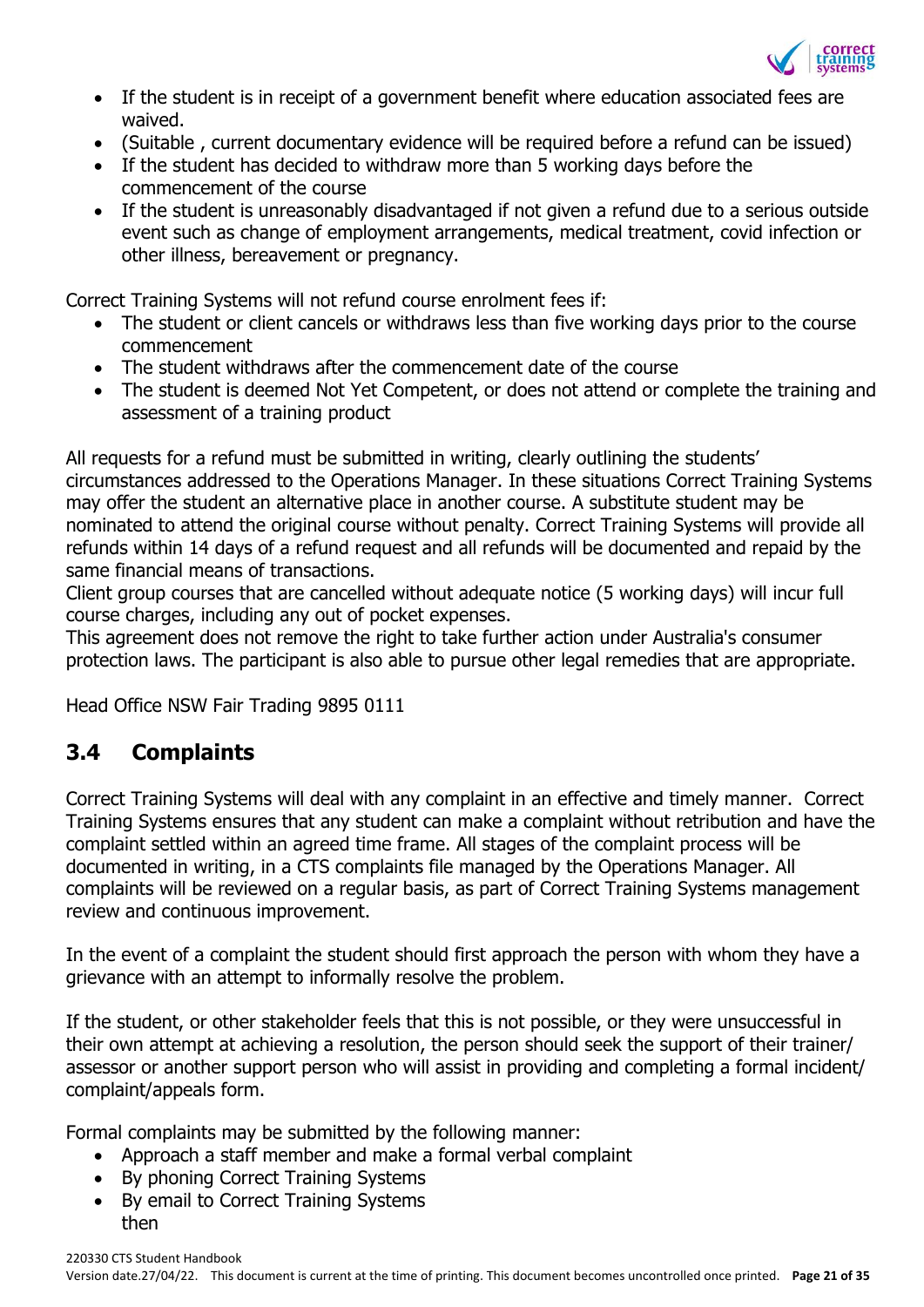- If the student is in receipt of a government benefit where education associated fees are waived.
- (Suitable , current documentary evidence will be required before a refund can be issued)
- If the student has decided to withdraw more than 5 working days before the commencement of the course
- If the student is unreasonably disadvantaged if not given a refund due to a serious outside event such as change of employment arrangements, medical treatment, covid infection or other illness, bereavement or pregnancy.

Correct Training Systems will not refund course enrolment fees if:

- The student or client cancels or withdraws less than five working days prior to the course commencement
- The student withdraws after the commencement date of the course
- The student is deemed Not Yet Competent, or does not attend or complete the training and assessment of a training product

All requests for a refund must be submitted in writing, clearly outlining the students' circumstances addressed to the Operations Manager. In these situations Correct Training Systems may offer the student an alternative place in another course. A substitute student may be nominated to attend the original course without penalty. Correct Training Systems will provide all refunds within 14 days of a refund request and all refunds will be documented and repaid by the same financial means of transactions.
Client group courses that are cancelled without adequate notice (5 working days) will incur full course charges, including any out of pocket expenses.
This agreement does not remove the right to take further action under Australia's consumer protection laws. The participant is also able to pursue other legal remedies that are appropriate.

Head Office NSW Fair Trading 9895 0111

## 3.4 Complaints

Correct Training Systems will deal with any complaint in an effective and timely manner. Correct Training Systems ensures that any student can make a complaint without retribution and have the complaint settled within an agreed time frame. All stages of the complaint process will be documented in writing, in a CTS complaints file managed by the Operations Manager. All complaints will be reviewed on a regular basis, as part of Correct Training Systems management review and continuous improvement.

In the event of a complaint the student should first approach the person with whom they have a grievance with an attempt to informally resolve the problem.

If the student, or other stakeholder feels that this is not possible, or they were unsuccessful in their own attempt at achieving a resolution, the person should seek the support of their trainer/ assessor or another support person who will assist in providing and completing a formal incident/ complaint/appeals form.

Formal complaints may be submitted by the following manner:

- Approach a staff member and make a formal verbal complaint
- By phoning Correct Training Systems
- By email to Correct Training Systems
  then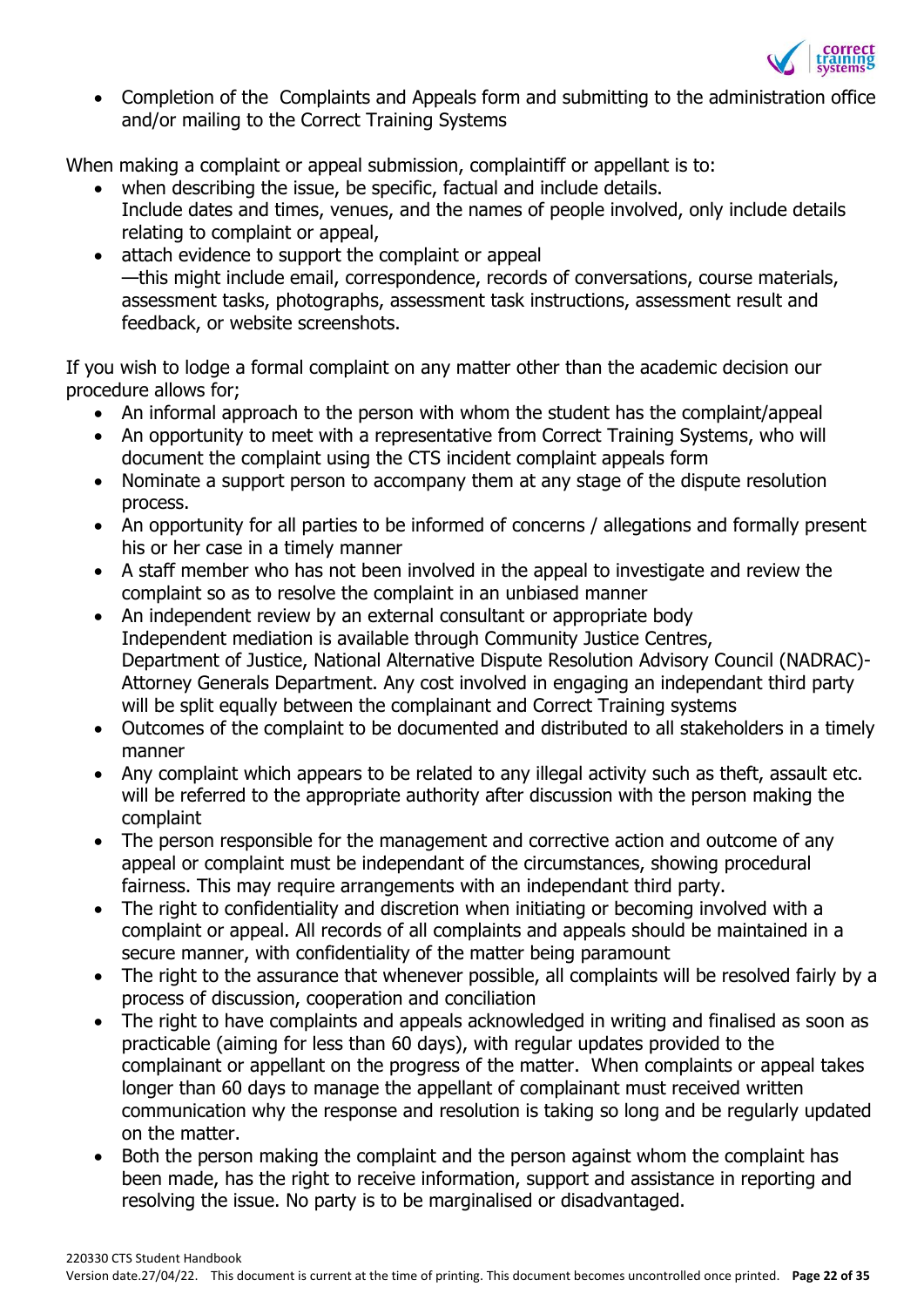- Completion of the  Complaints and Appeals form and submitting to the administration office and/or mailing to the Correct Training Systems

When making a complaint or appeal submission, complaintiff or appellant is to:

- when describing the issue, be specific, factual and include details. Include dates and times, venues, and the names of people involved, only include details relating to complaint or appeal,
- attach evidence to support the complaint or appeal —this might include email, correspondence, records of conversations, course materials, assessment tasks, photographs, assessment task instructions, assessment result and feedback, or website screenshots.

If you wish to lodge a formal complaint on any matter other than the academic decision our procedure allows for;

- An informal approach to the person with whom the student has the complaint/appeal
- An opportunity to meet with a representative from Correct Training Systems, who will document the complaint using the CTS incident complaint appeals form
- Nominate a support person to accompany them at any stage of the dispute resolution process.
- An opportunity for all parties to be informed of concerns / allegations and formally present his or her case in a timely manner
- A staff member who has not been involved in the appeal to investigate and review the complaint so as to resolve the complaint in an unbiased manner
- An independent review by an external consultant or appropriate body Independent mediation is available through Community Justice Centres, Department of Justice, National Alternative Dispute Resolution Advisory Council (NADRAC)-Attorney Generals Department. Any cost involved in engaging an independant third party will be split equally between the complainant and Correct Training systems
- Outcomes of the complaint to be documented and distributed to all stakeholders in a timely manner
- Any complaint which appears to be related to any illegal activity such as theft, assault etc. will be referred to the appropriate authority after discussion with the person making the complaint
- The person responsible for the management and corrective action and outcome of any appeal or complaint must be independant of the circumstances, showing procedural fairness. This may require arrangements with an independant third party.
- The right to confidentiality and discretion when initiating or becoming involved with a complaint or appeal. All records of all complaints and appeals should be maintained in a secure manner, with confidentiality of the matter being paramount
- The right to the assurance that whenever possible, all complaints will be resolved fairly by a process of discussion, cooperation and conciliation
- The right to have complaints and appeals acknowledged in writing and finalised as soon as practicable (aiming for less than 60 days), with regular updates provided to the complainant or appellant on the progress of the matter.  When complaints or appeal takes longer than 60 days to manage the appellant of complainant must received written communication why the response and resolution is taking so long and be regularly updated on the matter.
- Both the person making the complaint and the person against whom the complaint has been made, has the right to receive information, support and assistance in reporting and resolving the issue. No party is to be marginalised or disadvantaged.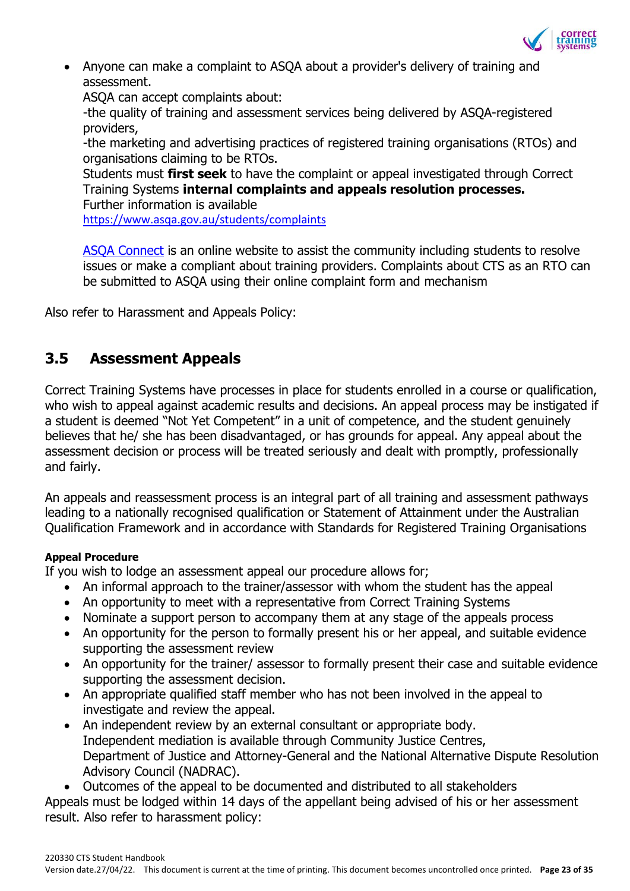- Anyone can make a complaint to ASQA about a provider's delivery of training and assessment.
  ASQA can accept complaints about:
  -the quality of training and assessment services being delivered by ASQA-registered providers,
  -the marketing and advertising practices of registered training organisations (RTOs) and organisations claiming to be RTOs.
  Students must **first seek** to have the complaint or appeal investigated through Correct Training Systems **internal complaints and appeals resolution processes.**
  Further information is available
  https://www.asqa.gov.au/students/complaints

  ASQA Connect is an online website to assist the community including students to resolve issues or make a compliant about training providers. Complaints about CTS as an RTO can be submitted to ASQA using their online complaint form and mechanism

Also refer to Harassment and Appeals Policy:

## 3.5 Assessment Appeals

Correct Training Systems have processes in place for students enrolled in a course or qualification, who wish to appeal against academic results and decisions. An appeal process may be instigated if a student is deemed "Not Yet Competent" in a unit of competence, and the student genuinely believes that he/ she has been disadvantaged, or has grounds for appeal. Any appeal about the assessment decision or process will be treated seriously and dealt with promptly, professionally and fairly.

An appeals and reassessment process is an integral part of all training and assessment pathways leading to a nationally recognised qualification or Statement of Attainment under the Australian Qualification Framework and in accordance with Standards for Registered Training Organisations

#### Appeal Procedure

If you wish to lodge an assessment appeal our procedure allows for;

- An informal approach to the trainer/assessor with whom the student has the appeal
- An opportunity to meet with a representative from Correct Training Systems
- Nominate a support person to accompany them at any stage of the appeals process
- An opportunity for the person to formally present his or her appeal, and suitable evidence supporting the assessment review
- An opportunity for the trainer/ assessor to formally present their case and suitable evidence supporting the assessment decision.
- An appropriate qualified staff member who has not been involved in the appeal to investigate and review the appeal.
- An independent review by an external consultant or appropriate body.
  Independent mediation is available through Community Justice Centres, Department of Justice and Attorney-General and the National Alternative Dispute Resolution Advisory Council (NADRAC).
- Outcomes of the appeal to be documented and distributed to all stakeholders

Appeals must be lodged within 14 days of the appellant being advised of his or her assessment result. Also refer to harassment policy: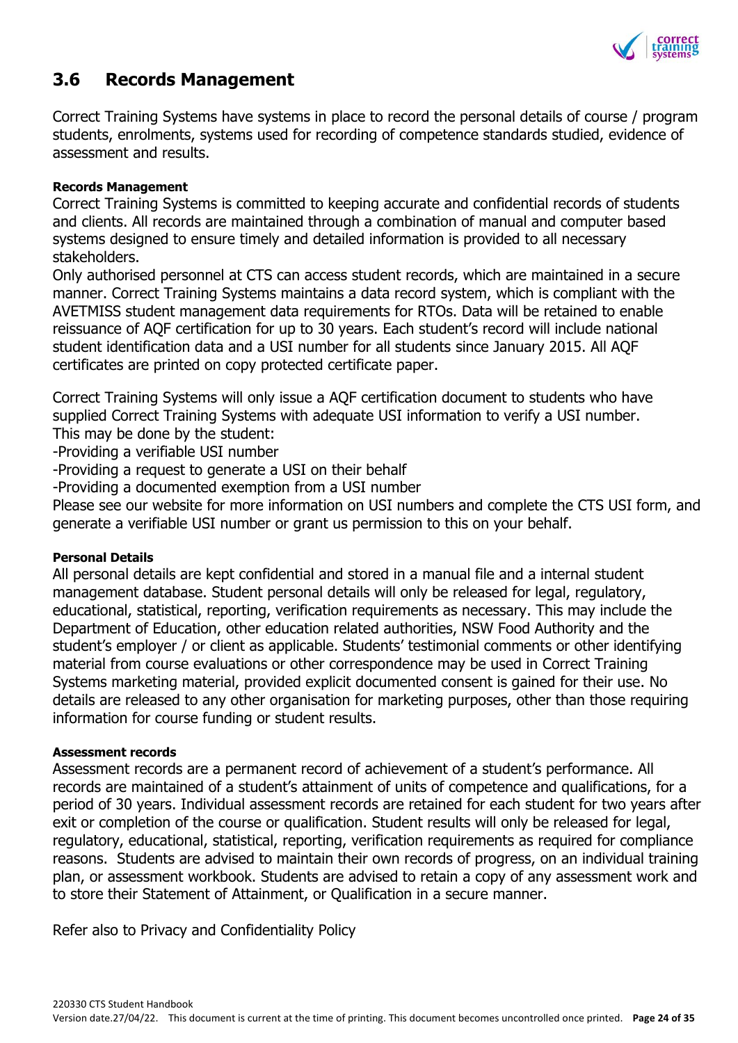## 3.6 Records Management

Correct Training Systems have systems in place to record the personal details of course / program students, enrolments, systems used for recording of competence standards studied, evidence of assessment and results.

**Records Management**

Correct Training Systems is committed to keeping accurate and confidential records of students and clients. All records are maintained through a combination of manual and computer based systems designed to ensure timely and detailed information is provided to all necessary stakeholders.

Only authorised personnel at CTS can access student records, which are maintained in a secure manner. Correct Training Systems maintains a data record system, which is compliant with the AVETMISS student management data requirements for RTOs. Data will be retained to enable reissuance of AQF certification for up to 30 years. Each student's record will include national student identification data and a USI number for all students since January 2015. All AQF certificates are printed on copy protected certificate paper.

Correct Training Systems will only issue a AQF certification document to students who have supplied Correct Training Systems with adequate USI information to verify a USI number.
This may be done by the student:
-Providing a verifiable USI number
-Providing a request to generate a USI on their behalf
-Providing a documented exemption from a USI number
Please see our website for more information on USI numbers and complete the CTS USI form, and generate a verifiable USI number or grant us permission to this on your behalf.

**Personal Details**

All personal details are kept confidential and stored in a manual file and a internal student management database. Student personal details will only be released for legal, regulatory, educational, statistical, reporting, verification requirements as necessary. This may include the Department of Education, other education related authorities, NSW Food Authority and the student's employer / or client as applicable. Students' testimonial comments or other identifying material from course evaluations or other correspondence may be used in Correct Training Systems marketing material, provided explicit documented consent is gained for their use. No details are released to any other organisation for marketing purposes, other than those requiring information for course funding or student results.

**Assessment records**

Assessment records are a permanent record of achievement of a student's performance. All records are maintained of a student's attainment of units of competence and qualifications, for a period of 30 years. Individual assessment records are retained for each student for two years after exit or completion of the course or qualification. Student results will only be released for legal, regulatory, educational, statistical, reporting, verification requirements as required for compliance reasons. Students are advised to maintain their own records of progress, on an individual training plan, or assessment workbook. Students are advised to retain a copy of any assessment work and to store their Statement of Attainment, or Qualification in a secure manner.

Refer also to Privacy and Confidentiality Policy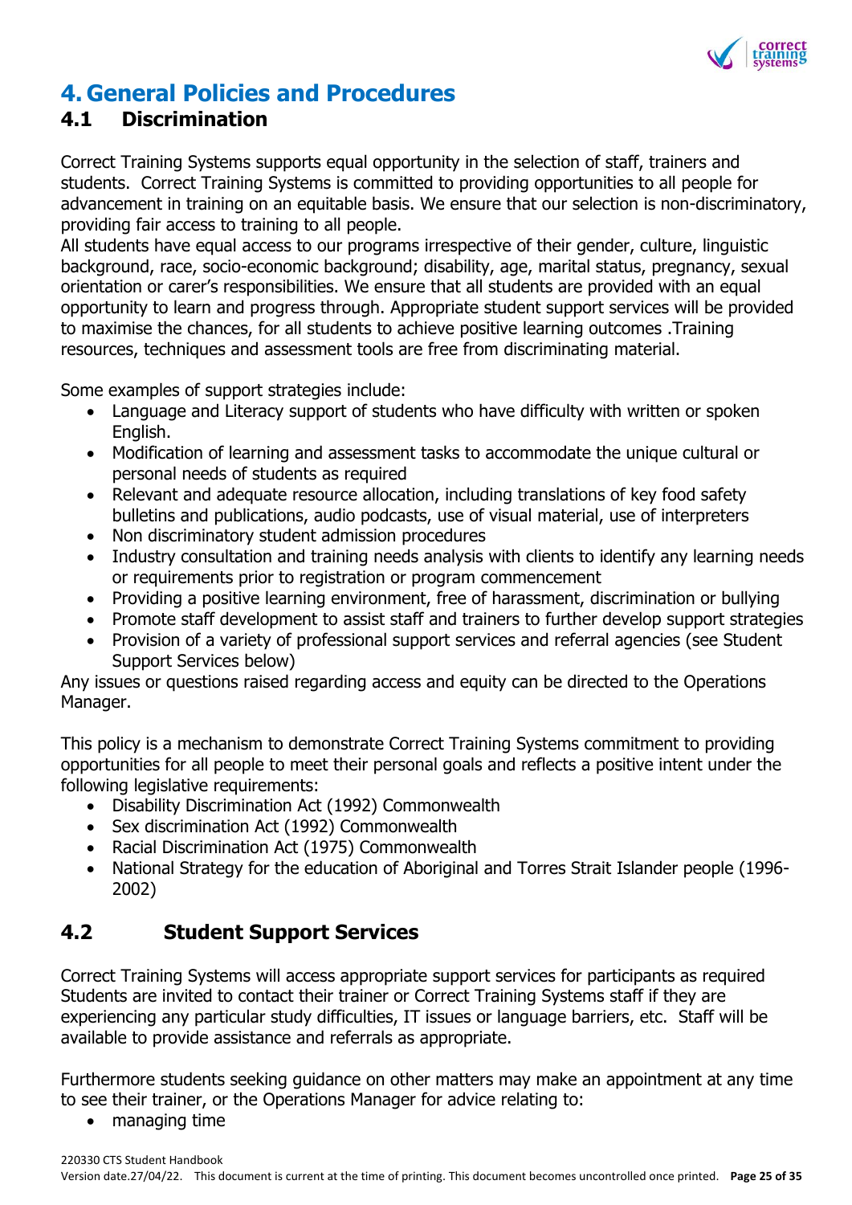# 4. General Policies and Procedures

## 4.1 Discrimination

Correct Training Systems supports equal opportunity in the selection of staff, trainers and students. Correct Training Systems is committed to providing opportunities to all people for advancement in training on an equitable basis. We ensure that our selection is non-discriminatory, providing fair access to training to all people.
All students have equal access to our programs irrespective of their gender, culture, linguistic background, race, socio-economic background; disability, age, marital status, pregnancy, sexual orientation or carer's responsibilities. We ensure that all students are provided with an equal opportunity to learn and progress through. Appropriate student support services will be provided to maximise the chances, for all students to achieve positive learning outcomes .Training resources, techniques and assessment tools are free from discriminating material.

Some examples of support strategies include:

- Language and Literacy support of students who have difficulty with written or spoken English.
- Modification of learning and assessment tasks to accommodate the unique cultural or personal needs of students as required
- Relevant and adequate resource allocation, including translations of key food safety bulletins and publications, audio podcasts, use of visual material, use of interpreters
- Non discriminatory student admission procedures
- Industry consultation and training needs analysis with clients to identify any learning needs or requirements prior to registration or program commencement
- Providing a positive learning environment, free of harassment, discrimination or bullying
- Promote staff development to assist staff and trainers to further develop support strategies
- Provision of a variety of professional support services and referral agencies (see Student Support Services below)

Any issues or questions raised regarding access and equity can be directed to the Operations Manager.

This policy is a mechanism to demonstrate Correct Training Systems commitment to providing opportunities for all people to meet their personal goals and reflects a positive intent under the following legislative requirements:

- Disability Discrimination Act (1992) Commonwealth
- Sex discrimination Act (1992) Commonwealth
- Racial Discrimination Act (1975) Commonwealth
- National Strategy for the education of Aboriginal and Torres Strait Islander people (1996-2002)

## 4.2 Student Support Services

Correct Training Systems will access appropriate support services for participants as required Students are invited to contact their trainer or Correct Training Systems staff if they are experiencing any particular study difficulties, IT issues or language barriers, etc. Staff will be available to provide assistance and referrals as appropriate.

Furthermore students seeking guidance on other matters may make an appointment at any time to see their trainer, or the Operations Manager for advice relating to:

- managing time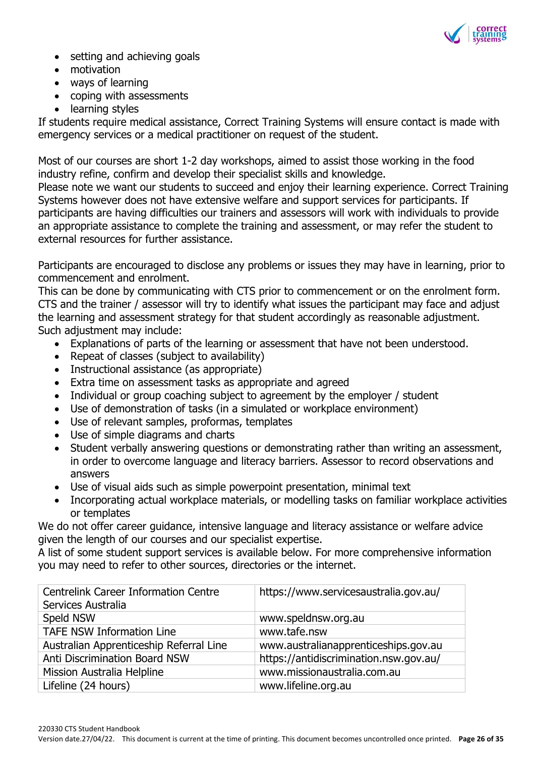- setting and achieving goals
- motivation
- ways of learning
- coping with assessments
- learning styles

If students require medical assistance, Correct Training Systems will ensure contact is made with emergency services or a medical practitioner on request of the student.

Most of our courses are short 1-2 day workshops, aimed to assist those working in the food industry refine, confirm and develop their specialist skills and knowledge.
Please note we want our students to succeed and enjoy their learning experience. Correct Training Systems however does not have extensive welfare and support services for participants. If participants are having difficulties our trainers and assessors will work with individuals to provide an appropriate assistance to complete the training and assessment, or may refer the student to external resources for further assistance.

Participants are encouraged to disclose any problems or issues they may have in learning, prior to commencement and enrolment.
This can be done by communicating with CTS prior to commencement or on the enrolment form. CTS and the trainer / assessor will try to identify what issues the participant may face and adjust the learning and assessment strategy for that student accordingly as reasonable adjustment. Such adjustment may include:

- Explanations of parts of the learning or assessment that have not been understood.
- Repeat of classes (subject to availability)
- Instructional assistance (as appropriate)
- Extra time on assessment tasks as appropriate and agreed
- Individual or group coaching subject to agreement by the employer / student
- Use of demonstration of tasks (in a simulated or workplace environment)
- Use of relevant samples, proformas, templates
- Use of simple diagrams and charts
- Student verbally answering questions or demonstrating rather than writing an assessment, in order to overcome language and literacy barriers. Assessor to record observations and answers
- Use of visual aids such as simple powerpoint presentation, minimal text
- Incorporating actual workplace materials, or modelling tasks on familiar workplace activities or templates

We do not offer career guidance, intensive language and literacy assistance or welfare advice given the length of our courses and our specialist expertise.
A list of some student support services is available below. For more comprehensive information you may need to refer to other sources, directories or the internet.

| | |
|---|---|
| Centrelink Career Information Centre Services Australia | https://www.servicesaustralia.gov.au/ |
| Speld NSW | www.speldnsw.org.au |
| TAFE NSW Information Line | www.tafe.nsw |
| Australian Apprenticeship Referral Line | www.australianapprenticeships.gov.au |
| Anti Discrimination Board NSW | https://antidiscrimination.nsw.gov.au/ |
| Mission Australia Helpline | www.missionaustralia.com.au |
| Lifeline (24 hours) | www.lifeline.org.au |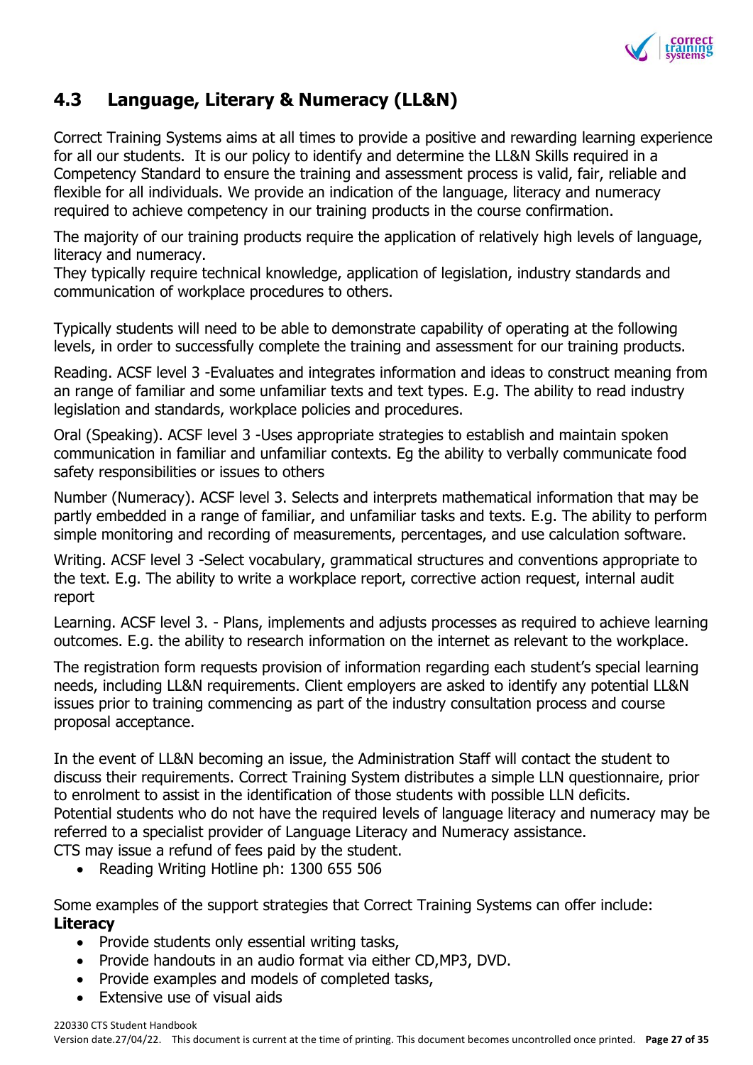## 4.3 Language, Literary & Numeracy (LL&N)

Correct Training Systems aims at all times to provide a positive and rewarding learning experience for all our students. It is our policy to identify and determine the LL&N Skills required in a Competency Standard to ensure the training and assessment process is valid, fair, reliable and flexible for all individuals. We provide an indication of the language, literacy and numeracy required to achieve competency in our training products in the course confirmation.

The majority of our training products require the application of relatively high levels of language, literacy and numeracy.
They typically require technical knowledge, application of legislation, industry standards and communication of workplace procedures to others.

Typically students will need to be able to demonstrate capability of operating at the following levels, in order to successfully complete the training and assessment for our training products.

Reading. ACSF level 3 -Evaluates and integrates information and ideas to construct meaning from an range of familiar and some unfamiliar texts and text types. E.g. The ability to read industry legislation and standards, workplace policies and procedures.

Oral (Speaking). ACSF level 3 -Uses appropriate strategies to establish and maintain spoken communication in familiar and unfamiliar contexts. Eg the ability to verbally communicate food safety responsibilities or issues to others

Number (Numeracy). ACSF level 3. Selects and interprets mathematical information that may be partly embedded in a range of familiar, and unfamiliar tasks and texts. E.g. The ability to perform simple monitoring and recording of measurements, percentages, and use calculation software.

Writing. ACSF level 3 -Select vocabulary, grammatical structures and conventions appropriate to the text. E.g. The ability to write a workplace report, corrective action request, internal audit report

Learning. ACSF level 3. - Plans, implements and adjusts processes as required to achieve learning outcomes. E.g. the ability to research information on the internet as relevant to the workplace.

The registration form requests provision of information regarding each student's special learning needs, including LL&N requirements. Client employers are asked to identify any potential LL&N issues prior to training commencing as part of the industry consultation process and course proposal acceptance.

In the event of LL&N becoming an issue, the Administration Staff will contact the student to discuss their requirements. Correct Training System distributes a simple LLN questionnaire, prior to enrolment to assist in the identification of those students with possible LLN deficits.
Potential students who do not have the required levels of language literacy and numeracy may be referred to a specialist provider of Language Literacy and Numeracy assistance.
CTS may issue a refund of fees paid by the student.

- Reading Writing Hotline ph: 1300 655 506

Some examples of the support strategies that Correct Training Systems can offer include:
**Literacy**

- Provide students only essential writing tasks,
- Provide handouts in an audio format via either CD,MP3, DVD.
- Provide examples and models of completed tasks,
- Extensive use of visual aids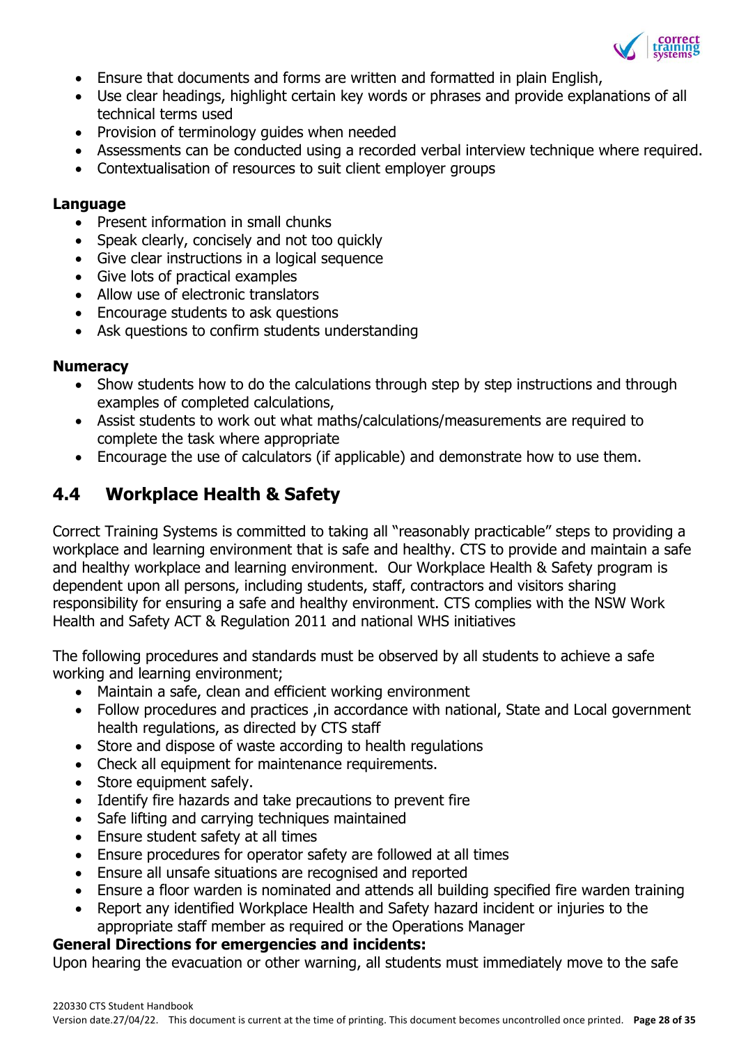- Ensure that documents and forms are written and formatted in plain English,
- Use clear headings, highlight certain key words or phrases and provide explanations of all technical terms used
- Provision of terminology guides when needed
- Assessments can be conducted using a recorded verbal interview technique where required.
- Contextualisation of resources to suit client employer groups

**Language**

- Present information in small chunks
- Speak clearly, concisely and not too quickly
- Give clear instructions in a logical sequence
- Give lots of practical examples
- Allow use of electronic translators
- Encourage students to ask questions
- Ask questions to confirm students understanding

**Numeracy**

- Show students how to do the calculations through step by step instructions and through examples of completed calculations,
- Assist students to work out what maths/calculations/measurements are required to complete the task where appropriate
- Encourage the use of calculators (if applicable) and demonstrate how to use them.

## 4.4 Workplace Health & Safety

Correct Training Systems is committed to taking all "reasonably practicable" steps to providing a workplace and learning environment that is safe and healthy. CTS to provide and maintain a safe and healthy workplace and learning environment. Our Workplace Health & Safety program is dependent upon all persons, including students, staff, contractors and visitors sharing responsibility for ensuring a safe and healthy environment. CTS complies with the NSW Work Health and Safety ACT & Regulation 2011 and national WHS initiatives

The following procedures and standards must be observed by all students to achieve a safe working and learning environment;

- Maintain a safe, clean and efficient working environment
- Follow procedures and practices ,in accordance with national, State and Local government health regulations, as directed by CTS staff
- Store and dispose of waste according to health regulations
- Check all equipment for maintenance requirements.
- Store equipment safely.
- Identify fire hazards and take precautions to prevent fire
- Safe lifting and carrying techniques maintained
- Ensure student safety at all times
- Ensure procedures for operator safety are followed at all times
- Ensure all unsafe situations are recognised and reported
- Ensure a floor warden is nominated and attends all building specified fire warden training
- Report any identified Workplace Health and Safety hazard incident or injuries to the appropriate staff member as required or the Operations Manager

**General Directions for emergencies and incidents:**

Upon hearing the evacuation or other warning, all students must immediately move to the safe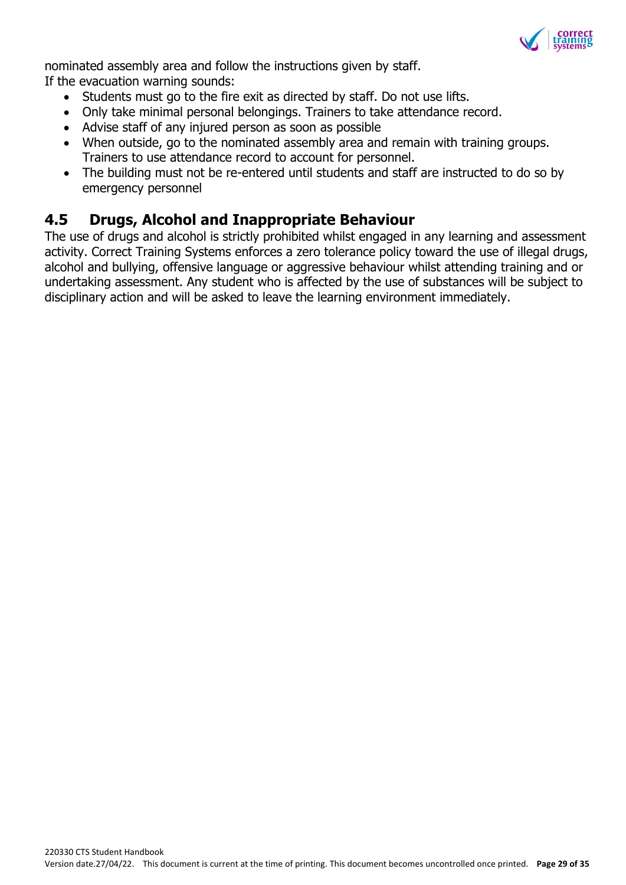nominated assembly area and follow the instructions given by staff.
If the evacuation warning sounds:

- Students must go to the fire exit as directed by staff. Do not use lifts.
- Only take minimal personal belongings. Trainers to take attendance record.
- Advise staff of any injured person as soon as possible
- When outside, go to the nominated assembly area and remain with training groups. Trainers to use attendance record to account for personnel.
- The building must not be re-entered until students and staff are instructed to do so by emergency personnel

## 4.5 Drugs, Alcohol and Inappropriate Behaviour

The use of drugs and alcohol is strictly prohibited whilst engaged in any learning and assessment activity. Correct Training Systems enforces a zero tolerance policy toward the use of illegal drugs, alcohol and bullying, offensive language or aggressive behaviour whilst attending training and or undertaking assessment. Any student who is affected by the use of substances will be subject to disciplinary action and will be asked to leave the learning environment immediately.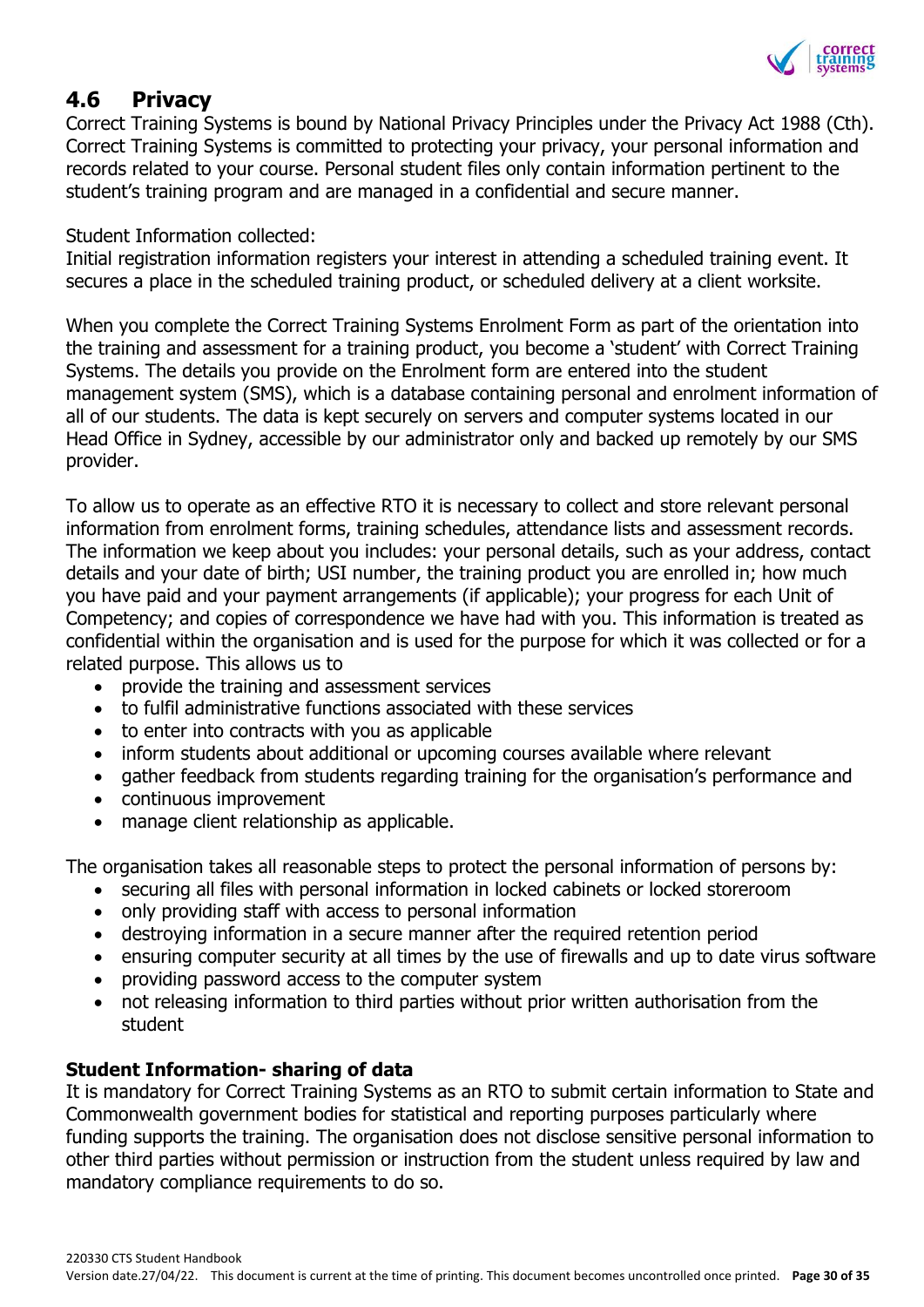## 4.6 Privacy

Correct Training Systems is bound by National Privacy Principles under the Privacy Act 1988 (Cth). Correct Training Systems is committed to protecting your privacy, your personal information and records related to your course. Personal student files only contain information pertinent to the student's training program and are managed in a confidential and secure manner.

Student Information collected:
Initial registration information registers your interest in attending a scheduled training event. It secures a place in the scheduled training product, or scheduled delivery at a client worksite.

When you complete the Correct Training Systems Enrolment Form as part of the orientation into the training and assessment for a training product, you become a 'student' with Correct Training Systems. The details you provide on the Enrolment form are entered into the student management system (SMS), which is a database containing personal and enrolment information of all of our students. The data is kept securely on servers and computer systems located in our Head Office in Sydney, accessible by our administrator only and backed up remotely by our SMS provider.

To allow us to operate as an effective RTO it is necessary to collect and store relevant personal information from enrolment forms, training schedules, attendance lists and assessment records. The information we keep about you includes: your personal details, such as your address, contact details and your date of birth; USI number, the training product you are enrolled in; how much you have paid and your payment arrangements (if applicable); your progress for each Unit of Competency; and copies of correspondence we have had with you. This information is treated as confidential within the organisation and is used for the purpose for which it was collected or for a related purpose. This allows us to

- provide the training and assessment services
- to fulfil administrative functions associated with these services
- to enter into contracts with you as applicable
- inform students about additional or upcoming courses available where relevant
- gather feedback from students regarding training for the organisation's performance and
- continuous improvement
- manage client relationship as applicable.

The organisation takes all reasonable steps to protect the personal information of persons by:

- securing all files with personal information in locked cabinets or locked storeroom
- only providing staff with access to personal information
- destroying information in a secure manner after the required retention period
- ensuring computer security at all times by the use of firewalls and up to date virus software
- providing password access to the computer system
- not releasing information to third parties without prior written authorisation from the student

**Student Information- sharing of data**

It is mandatory for Correct Training Systems as an RTO to submit certain information to State and Commonwealth government bodies for statistical and reporting purposes particularly where funding supports the training. The organisation does not disclose sensitive personal information to other third parties without permission or instruction from the student unless required by law and mandatory compliance requirements to do so.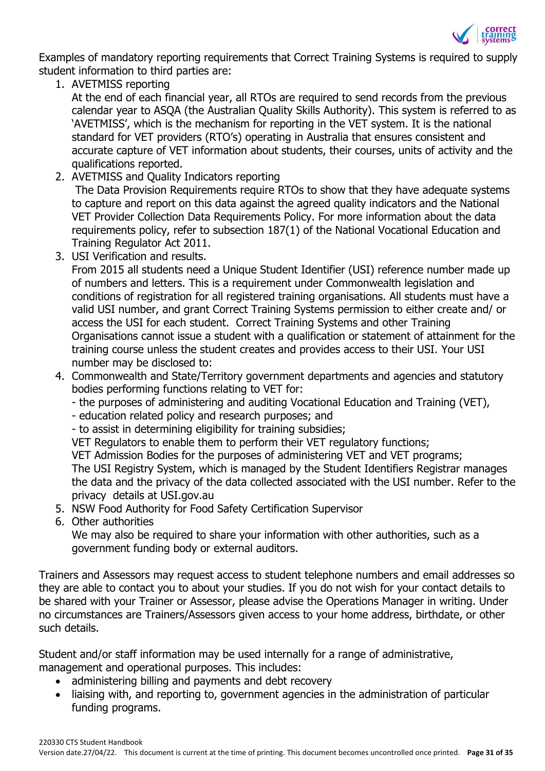Examples of mandatory reporting requirements that Correct Training Systems is required to supply student information to third parties are:

1. AVETMISS reporting
   At the end of each financial year, all RTOs are required to send records from the previous calendar year to ASQA (the Australian Quality Skills Authority). This system is referred to as 'AVETMISS', which is the mechanism for reporting in the VET system. It is the national standard for VET providers (RTO's) operating in Australia that ensures consistent and accurate capture of VET information about students, their courses, units of activity and the qualifications reported.
2. AVETMISS and Quality Indicators reporting
   The Data Provision Requirements require RTOs to show that they have adequate systems to capture and report on this data against the agreed quality indicators and the National VET Provider Collection Data Requirements Policy. For more information about the data requirements policy, refer to subsection 187(1) of the National Vocational Education and Training Regulator Act 2011.
3. USI Verification and results.
   From 2015 all students need a Unique Student Identifier (USI) reference number made up of numbers and letters. This is a requirement under Commonwealth legislation and conditions of registration for all registered training organisations. All students must have a valid USI number, and grant Correct Training Systems permission to either create and/ or access the USI for each student. Correct Training Systems and other Training Organisations cannot issue a student with a qualification or statement of attainment for the training course unless the student creates and provides access to their USI. Your USI number may be disclosed to:
4. Commonwealth and State/Territory government departments and agencies and statutory bodies performing functions relating to VET for:
   - the purposes of administering and auditing Vocational Education and Training (VET),
   - education related policy and research purposes; and
   - to assist in determining eligibility for training subsidies;
   
   VET Regulators to enable them to perform their VET regulatory functions;
   VET Admission Bodies for the purposes of administering VET and VET programs;
   The USI Registry System, which is managed by the Student Identifiers Registrar manages the data and the privacy of the data collected associated with the USI number. Refer to the privacy details at USI.gov.au
5. NSW Food Authority for Food Safety Certification Supervisor
6. Other authorities
   We may also be required to share your information with other authorities, such as a government funding body or external auditors.

Trainers and Assessors may request access to student telephone numbers and email addresses so they are able to contact you to about your studies. If you do not wish for your contact details to be shared with your Trainer or Assessor, please advise the Operations Manager in writing. Under no circumstances are Trainers/Assessors given access to your home address, birthdate, or other such details.

Student and/or staff information may be used internally for a range of administrative, management and operational purposes. This includes:

- administering billing and payments and debt recovery
- liaising with, and reporting to, government agencies in the administration of particular funding programs.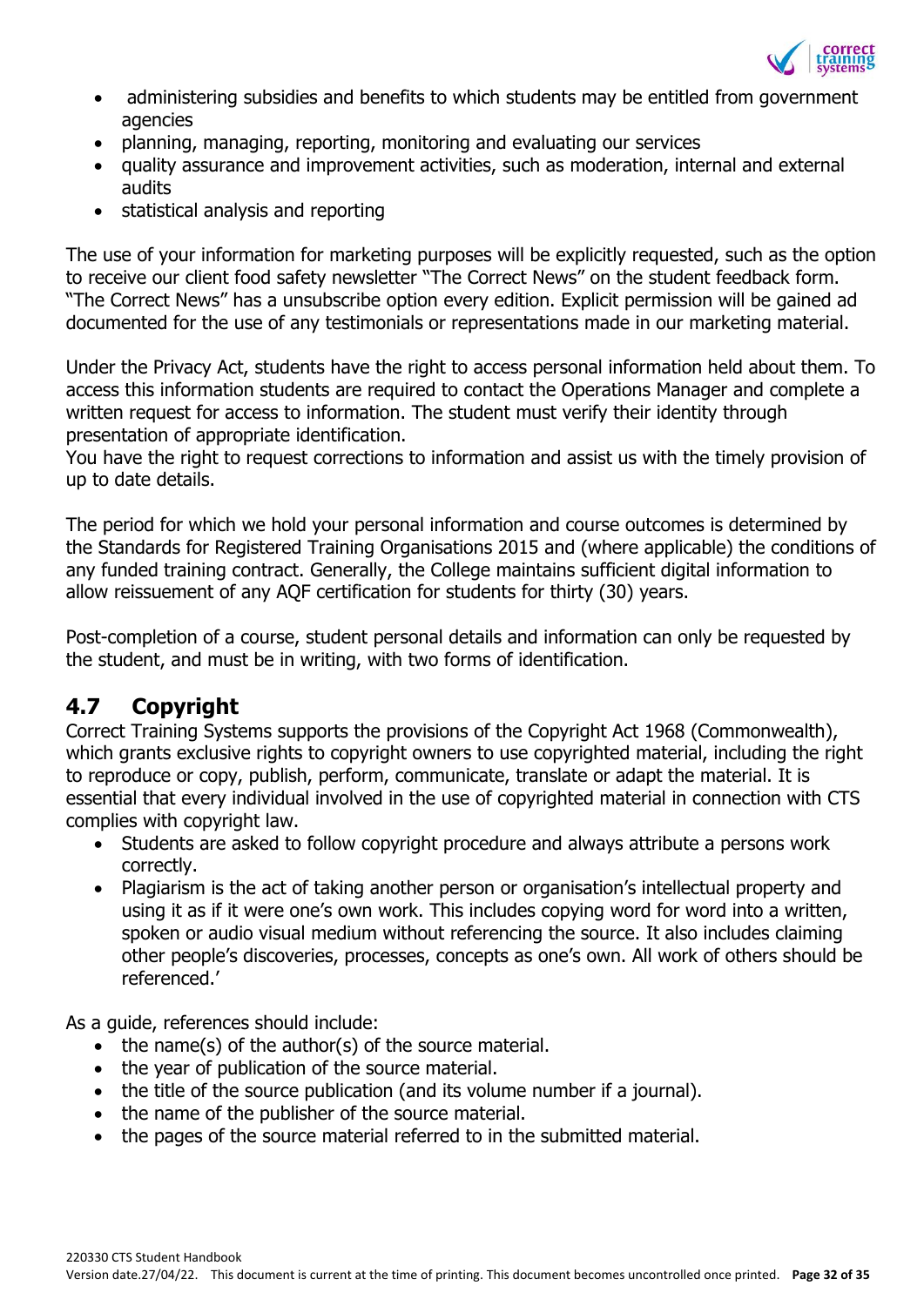- administering subsidies and benefits to which students may be entitled from government agencies
- planning, managing, reporting, monitoring and evaluating our services
- quality assurance and improvement activities, such as moderation, internal and external audits
- statistical analysis and reporting

The use of your information for marketing purposes will be explicitly requested, such as the option to receive our client food safety newsletter "The Correct News" on the student feedback form. "The Correct News" has a unsubscribe option every edition. Explicit permission will be gained ad documented for the use of any testimonials or representations made in our marketing material.

Under the Privacy Act, students have the right to access personal information held about them. To access this information students are required to contact the Operations Manager and complete a written request for access to information. The student must verify their identity through presentation of appropriate identification.
You have the right to request corrections to information and assist us with the timely provision of up to date details.

The period for which we hold your personal information and course outcomes is determined by the Standards for Registered Training Organisations 2015 and (where applicable) the conditions of any funded training contract. Generally, the College maintains sufficient digital information to allow reissuement of any AQF certification for students for thirty (30) years.

Post-completion of a course, student personal details and information can only be requested by the student, and must be in writing, with two forms of identification.

## 4.7 Copyright

Correct Training Systems supports the provisions of the Copyright Act 1968 (Commonwealth), which grants exclusive rights to copyright owners to use copyrighted material, including the right to reproduce or copy, publish, perform, communicate, translate or adapt the material. It is essential that every individual involved in the use of copyrighted material in connection with CTS complies with copyright law.

- Students are asked to follow copyright procedure and always attribute a persons work correctly.
- Plagiarism is the act of taking another person or organisation's intellectual property and using it as if it were one's own work. This includes copying word for word into a written, spoken or audio visual medium without referencing the source. It also includes claiming other people's discoveries, processes, concepts as one's own. All work of others should be referenced.'

As a guide, references should include:

- the name(s) of the author(s) of the source material.
- the year of publication of the source material.
- the title of the source publication (and its volume number if a journal).
- the name of the publisher of the source material.
- the pages of the source material referred to in the submitted material.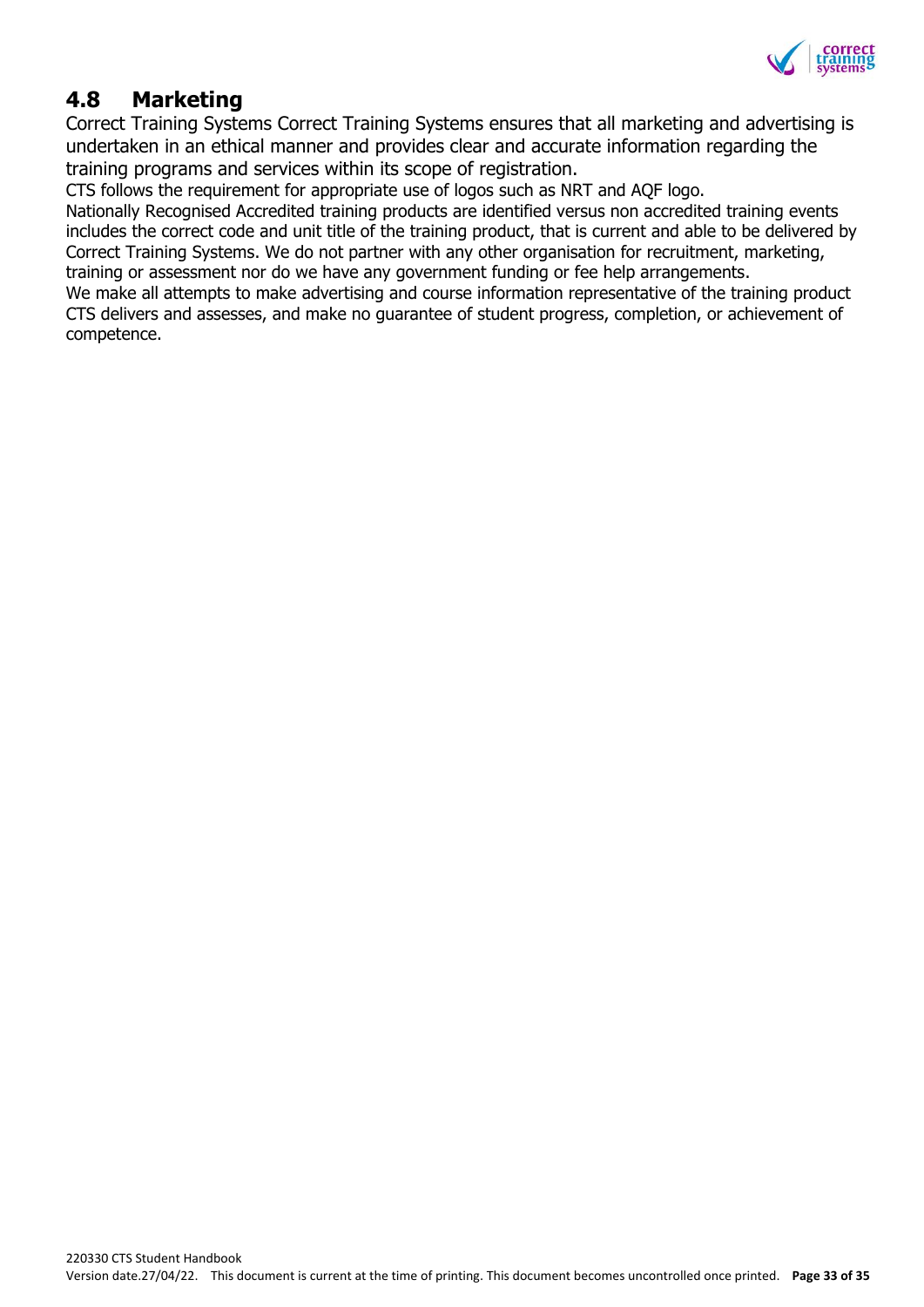## 4.8 Marketing

Correct Training Systems Correct Training Systems ensures that all marketing and advertising is undertaken in an ethical manner and provides clear and accurate information regarding the training programs and services within its scope of registration.

CTS follows the requirement for appropriate use of logos such as NRT and AQF logo.

Nationally Recognised Accredited training products are identified versus non accredited training events includes the correct code and unit title of the training product, that is current and able to be delivered by Correct Training Systems. We do not partner with any other organisation for recruitment, marketing, training or assessment nor do we have any government funding or fee help arrangements.

We make all attempts to make advertising and course information representative of the training product CTS delivers and assesses, and make no guarantee of student progress, completion, or achievement of competence.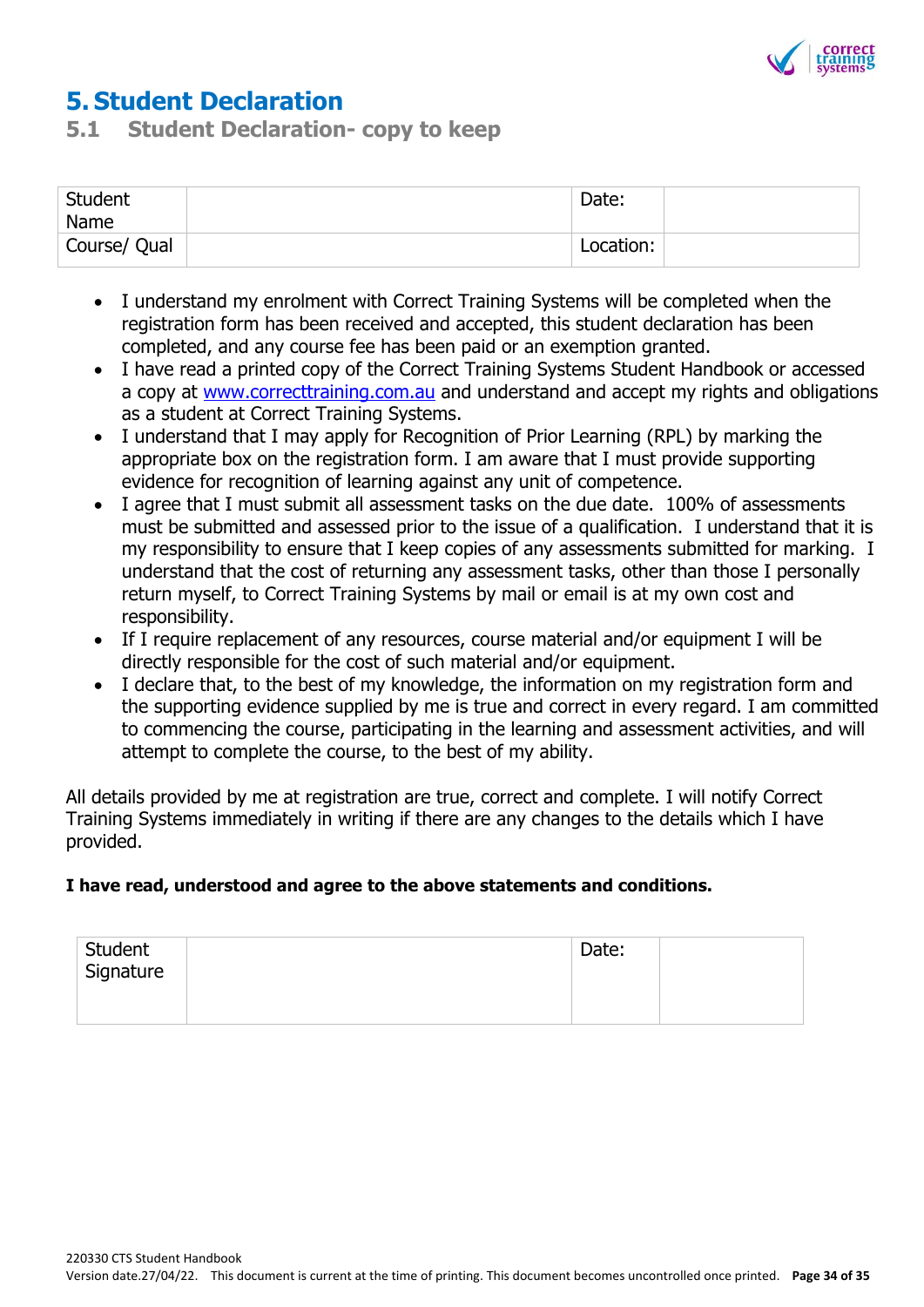# 5. Student Declaration

## 5.1 Student Declaration- copy to keep

| Student Name | | Date: | |
|---|---|---|---|
| Course/ Qual | | Location: | |

- I understand my enrolment with Correct Training Systems will be completed when the registration form has been received and accepted, this student declaration has been completed, and any course fee has been paid or an exemption granted.
- I have read a printed copy of the Correct Training Systems Student Handbook or accessed a copy at [www.correcttraining.com.au](http://www.correcttraining.com.au) and understand and accept my rights and obligations as a student at Correct Training Systems.
- I understand that I may apply for Recognition of Prior Learning (RPL) by marking the appropriate box on the registration form. I am aware that I must provide supporting evidence for recognition of learning against any unit of competence.
- I agree that I must submit all assessment tasks on the due date. 100% of assessments must be submitted and assessed prior to the issue of a qualification. I understand that it is my responsibility to ensure that I keep copies of any assessments submitted for marking. I understand that the cost of returning any assessment tasks, other than those I personally return myself, to Correct Training Systems by mail or email is at my own cost and responsibility.
- If I require replacement of any resources, course material and/or equipment I will be directly responsible for the cost of such material and/or equipment.
- I declare that, to the best of my knowledge, the information on my registration form and the supporting evidence supplied by me is true and correct in every regard. I am committed to commencing the course, participating in the learning and assessment activities, and will attempt to complete the course, to the best of my ability.

All details provided by me at registration are true, correct and complete. I will notify Correct Training Systems immediately in writing if there are any changes to the details which I have provided.

**I have read, understood and agree to the above statements and conditions.**

| Student Signature | | Date: | |
|---|---|---|---|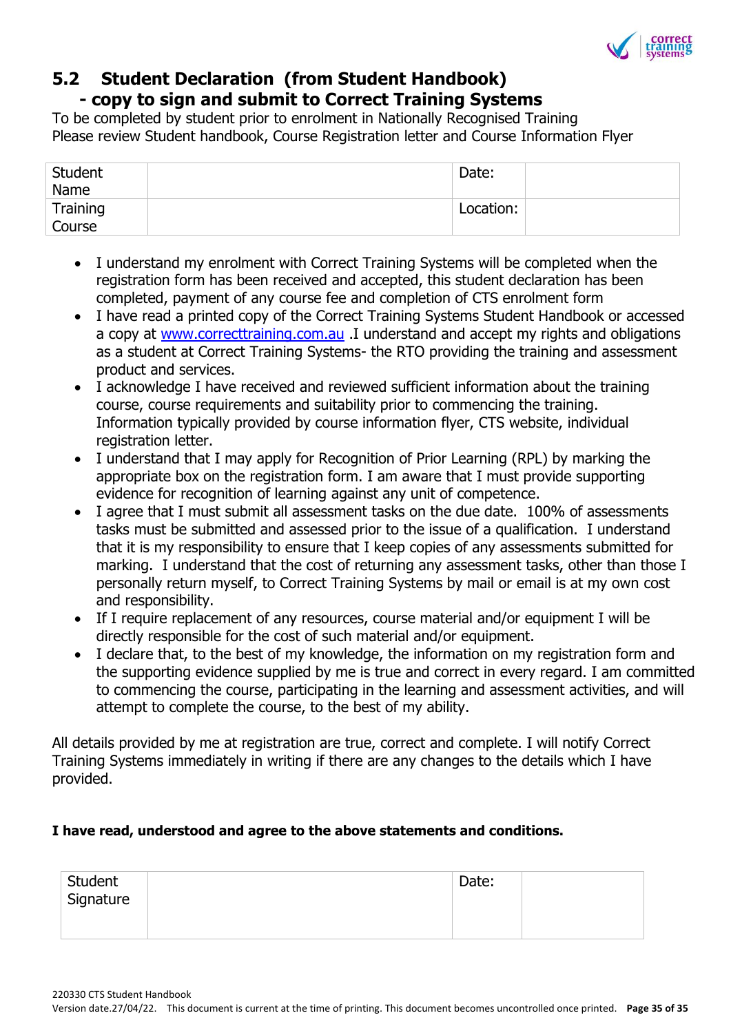## 5.2 Student Declaration (from Student Handbook) - copy to sign and submit to Correct Training Systems

To be completed by student prior to enrolment in Nationally Recognised Training
Please review Student handbook, Course Registration letter and Course Information Flyer

| | | | |
|---|---|---|---|
| Student Name | | Date: | |
| Training Course | | Location: | |

- I understand my enrolment with Correct Training Systems will be completed when the registration form has been received and accepted, this student declaration has been completed, payment of any course fee and completion of CTS enrolment form
- I have read a printed copy of the Correct Training Systems Student Handbook or accessed a copy at www.correcttraining.com.au .I understand and accept my rights and obligations as a student at Correct Training Systems- the RTO providing the training and assessment product and services.
- I acknowledge I have received and reviewed sufficient information about the training course, course requirements and suitability prior to commencing the training. Information typically provided by course information flyer, CTS website, individual registration letter.
- I understand that I may apply for Recognition of Prior Learning (RPL) by marking the appropriate box on the registration form. I am aware that I must provide supporting evidence for recognition of learning against any unit of competence.
- I agree that I must submit all assessment tasks on the due date. 100% of assessments tasks must be submitted and assessed prior to the issue of a qualification. I understand that it is my responsibility to ensure that I keep copies of any assessments submitted for marking. I understand that the cost of returning any assessment tasks, other than those I personally return myself, to Correct Training Systems by mail or email is at my own cost and responsibility.
- If I require replacement of any resources, course material and/or equipment I will be directly responsible for the cost of such material and/or equipment.
- I declare that, to the best of my knowledge, the information on my registration form and the supporting evidence supplied by me is true and correct in every regard. I am committed to commencing the course, participating in the learning and assessment activities, and will attempt to complete the course, to the best of my ability.

All details provided by me at registration are true, correct and complete. I will notify Correct Training Systems immediately in writing if there are any changes to the details which I have provided.

**I have read, understood and agree to the above statements and conditions.**

| | | | |
|---|---|---|---|
| Student Signature | | Date: | |

220330 CTS Student Handbook
Version date.27/04/22. This document is current at the time of printing. This document becomes uncontrolled once printed.